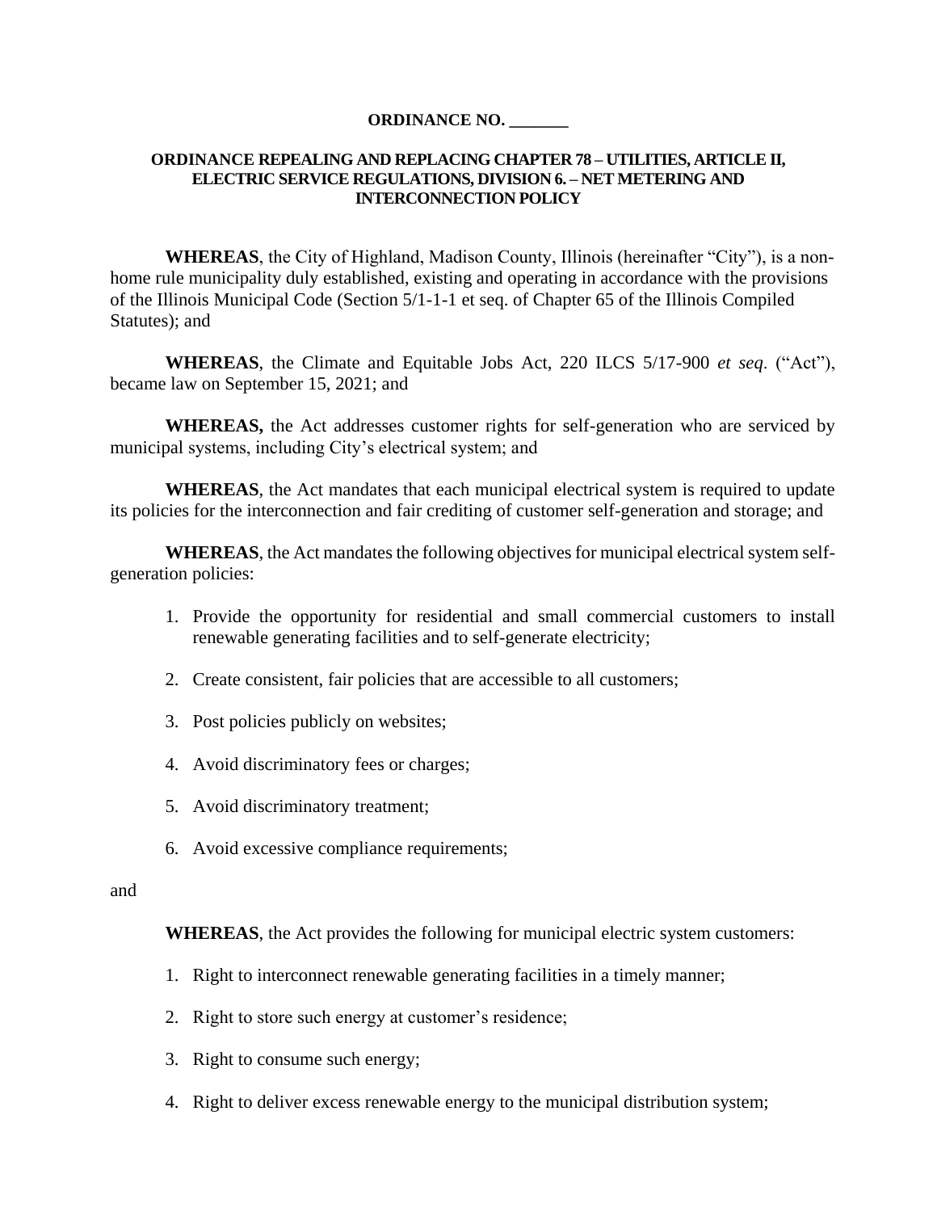**ORDINANCE NO. _______**

**ORDINANCE REPEALING AND REPLACING CHAPTER 78 – UTILITIES, ARTICLE II, ELECTRIC SERVICE REGULATIONS, DIVISION 6. – NET METERING AND INTERCONNECTION POLICY**

**WHEREAS**, the City of Highland, Madison County, Illinois (hereinafter "City"), is a non-home rule municipality duly established, existing and operating in accordance with the provisions of the Illinois Municipal Code (Section 5/1-1-1 et seq. of Chapter 65 of the Illinois Compiled Statutes); and

**WHEREAS**, the Climate and Equitable Jobs Act, 220 ILCS 5/17-900 *et seq*. ("Act"), became law on September 15, 2021; and

**WHEREAS,** the Act addresses customer rights for self-generation who are serviced by municipal systems, including City's electrical system; and

**WHEREAS**, the Act mandates that each municipal electrical system is required to update its policies for the interconnection and fair crediting of customer self-generation and storage; and

**WHEREAS**, the Act mandates the following objectives for municipal electrical system self-generation policies:

1. Provide the opportunity for residential and small commercial customers to install renewable generating facilities and to self-generate electricity;

2. Create consistent, fair policies that are accessible to all customers;

3. Post policies publicly on websites;

4. Avoid discriminatory fees or charges;

5. Avoid discriminatory treatment;

6. Avoid excessive compliance requirements;

and

**WHEREAS**, the Act provides the following for municipal electric system customers:

1. Right to interconnect renewable generating facilities in a timely manner;

2. Right to store such energy at customer's residence;

3. Right to consume such energy;

4. Right to deliver excess renewable energy to the municipal distribution system;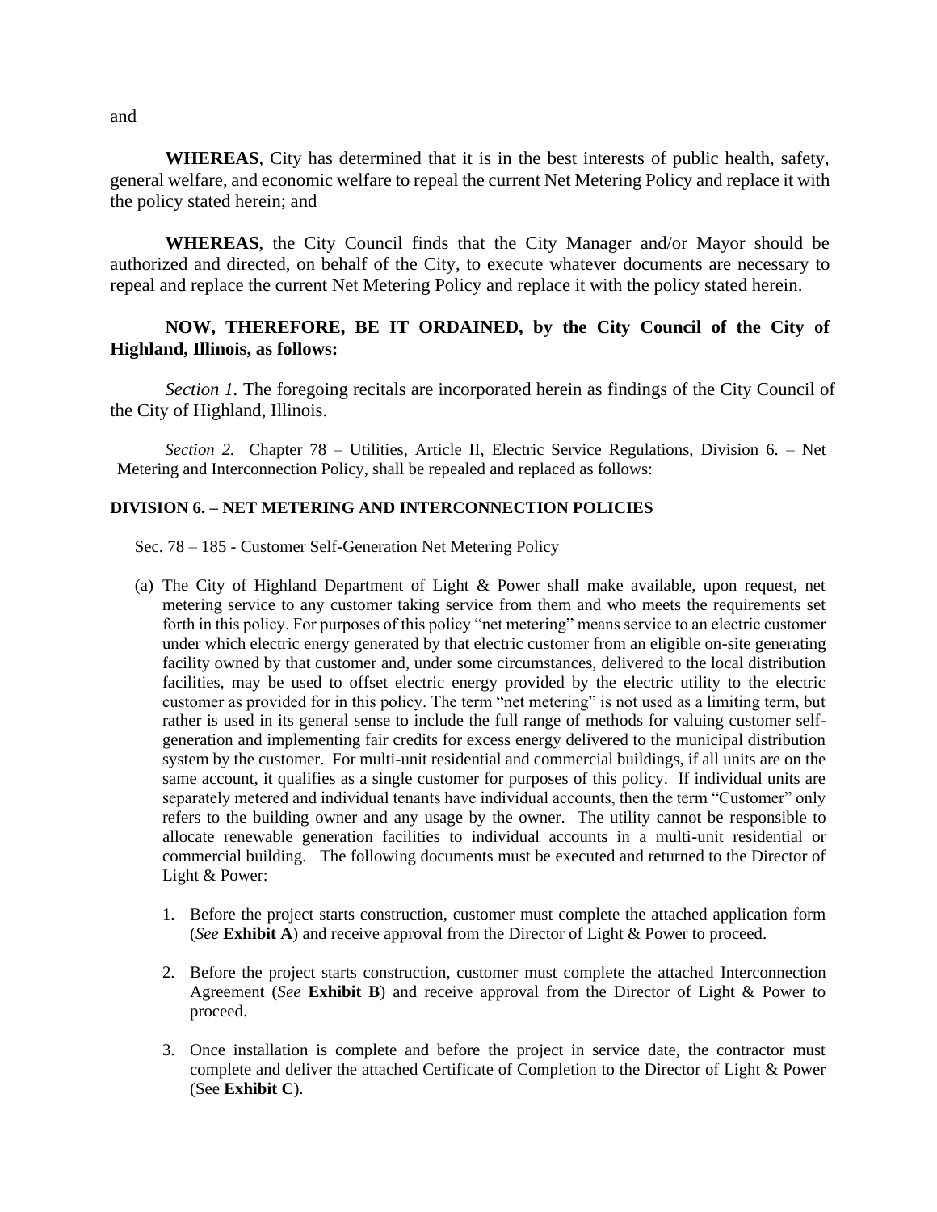and

**WHEREAS**, City has determined that it is in the best interests of public health, safety, general welfare, and economic welfare to repeal the current Net Metering Policy and replace it with the policy stated herein; and

**WHEREAS**, the City Council finds that the City Manager and/or Mayor should be authorized and directed, on behalf of the City, to execute whatever documents are necessary to repeal and replace the current Net Metering Policy and replace it with the policy stated herein.

**NOW, THEREFORE, BE IT ORDAINED, by the City Council of the City of Highland, Illinois, as follows:**

*Section 1.* The foregoing recitals are incorporated herein as findings of the City Council of the City of Highland, Illinois.

*Section 2.* Chapter 78 – Utilities, Article II, Electric Service Regulations, Division 6. – Net Metering and Interconnection Policy, shall be repealed and replaced as follows:

**DIVISION 6. – NET METERING AND INTERCONNECTION POLICIES**

Sec. 78 – 185 - Customer Self-Generation Net Metering Policy

(a) The City of Highland Department of Light & Power shall make available, upon request, net metering service to any customer taking service from them and who meets the requirements set forth in this policy. For purposes of this policy "net metering" means service to an electric customer under which electric energy generated by that electric customer from an eligible on-site generating facility owned by that customer and, under some circumstances, delivered to the local distribution facilities, may be used to offset electric energy provided by the electric utility to the electric customer as provided for in this policy. The term "net metering" is not used as a limiting term, but rather is used in its general sense to include the full range of methods for valuing customer self-generation and implementing fair credits for excess energy delivered to the municipal distribution system by the customer. For multi-unit residential and commercial buildings, if all units are on the same account, it qualifies as a single customer for purposes of this policy. If individual units are separately metered and individual tenants have individual accounts, then the term "Customer" only refers to the building owner and any usage by the owner. The utility cannot be responsible to allocate renewable generation facilities to individual accounts in a multi-unit residential or commercial building. The following documents must be executed and returned to the Director of Light & Power:

1. Before the project starts construction, customer must complete the attached application form (*See* **Exhibit A**) and receive approval from the Director of Light & Power to proceed.

2. Before the project starts construction, customer must complete the attached Interconnection Agreement (*See* **Exhibit B**) and receive approval from the Director of Light & Power to proceed.

3. Once installation is complete and before the project in service date, the contractor must complete and deliver the attached Certificate of Completion to the Director of Light & Power (See **Exhibit C**).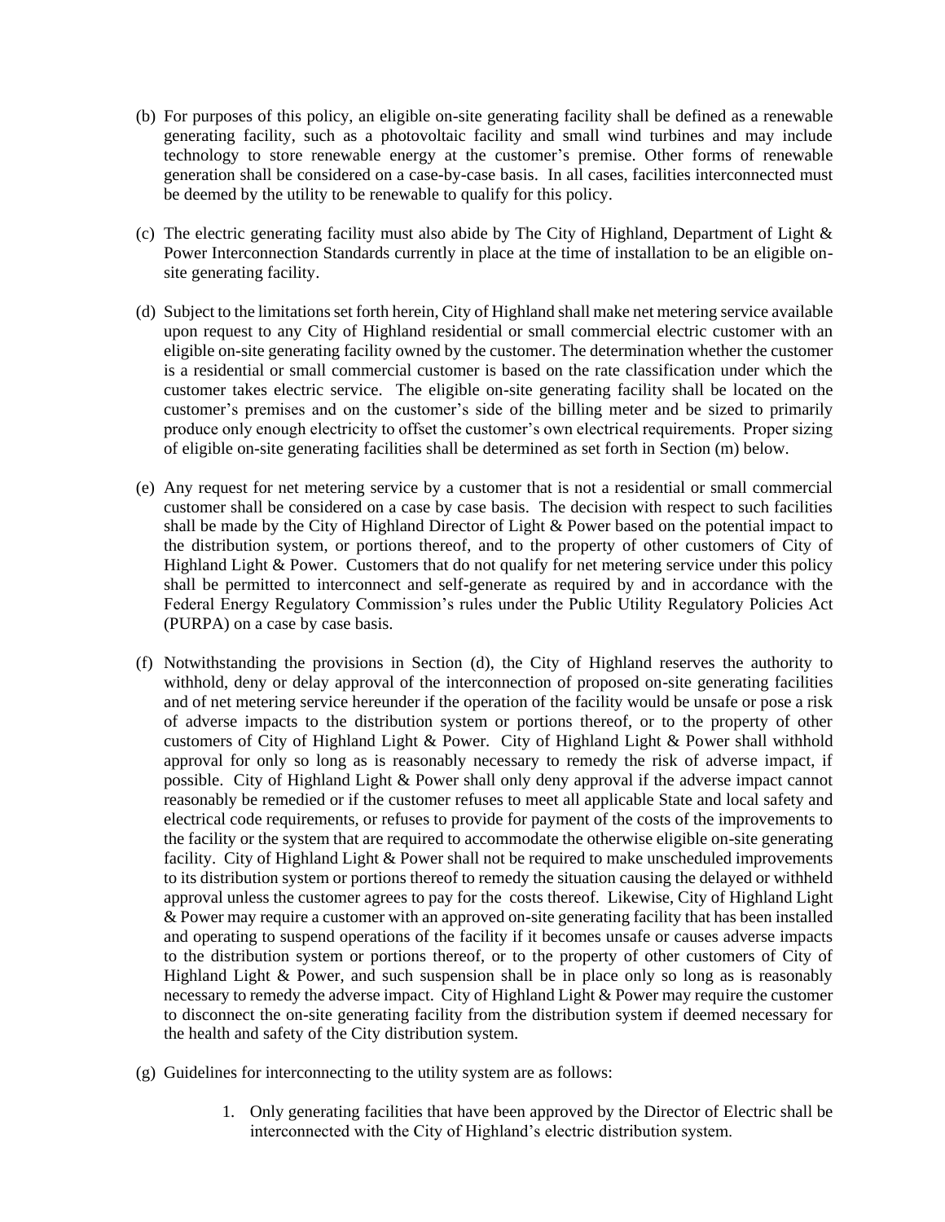(b) For purposes of this policy, an eligible on-site generating facility shall be defined as a renewable generating facility, such as a photovoltaic facility and small wind turbines and may include technology to store renewable energy at the customer's premise. Other forms of renewable generation shall be considered on a case-by-case basis. In all cases, facilities interconnected must be deemed by the utility to be renewable to qualify for this policy.

(c) The electric generating facility must also abide by The City of Highland, Department of Light & Power Interconnection Standards currently in place at the time of installation to be an eligible on-site generating facility.

(d) Subject to the limitations set forth herein, City of Highland shall make net metering service available upon request to any City of Highland residential or small commercial electric customer with an eligible on-site generating facility owned by the customer. The determination whether the customer is a residential or small commercial customer is based on the rate classification under which the customer takes electric service. The eligible on-site generating facility shall be located on the customer's premises and on the customer's side of the billing meter and be sized to primarily produce only enough electricity to offset the customer's own electrical requirements. Proper sizing of eligible on-site generating facilities shall be determined as set forth in Section (m) below.

(e) Any request for net metering service by a customer that is not a residential or small commercial customer shall be considered on a case by case basis. The decision with respect to such facilities shall be made by the City of Highland Director of Light & Power based on the potential impact to the distribution system, or portions thereof, and to the property of other customers of City of Highland Light & Power. Customers that do not qualify for net metering service under this policy shall be permitted to interconnect and self-generate as required by and in accordance with the Federal Energy Regulatory Commission's rules under the Public Utility Regulatory Policies Act (PURPA) on a case by case basis.

(f) Notwithstanding the provisions in Section (d), the City of Highland reserves the authority to withhold, deny or delay approval of the interconnection of proposed on-site generating facilities and of net metering service hereunder if the operation of the facility would be unsafe or pose a risk of adverse impacts to the distribution system or portions thereof, or to the property of other customers of City of Highland Light & Power. City of Highland Light & Power shall withhold approval for only so long as is reasonably necessary to remedy the risk of adverse impact, if possible. City of Highland Light & Power shall only deny approval if the adverse impact cannot reasonably be remedied or if the customer refuses to meet all applicable State and local safety and electrical code requirements, or refuses to provide for payment of the costs of the improvements to the facility or the system that are required to accommodate the otherwise eligible on-site generating facility. City of Highland Light & Power shall not be required to make unscheduled improvements to its distribution system or portions thereof to remedy the situation causing the delayed or withheld approval unless the customer agrees to pay for the costs thereof. Likewise, City of Highland Light & Power may require a customer with an approved on-site generating facility that has been installed and operating to suspend operations of the facility if it becomes unsafe or causes adverse impacts to the distribution system or portions thereof, or to the property of other customers of City of Highland Light & Power, and such suspension shall be in place only so long as is reasonably necessary to remedy the adverse impact. City of Highland Light & Power may require the customer to disconnect the on-site generating facility from the distribution system if deemed necessary for the health and safety of the City distribution system.

(g) Guidelines for interconnecting to the utility system are as follows:

1. Only generating facilities that have been approved by the Director of Electric shall be interconnected with the City of Highland's electric distribution system.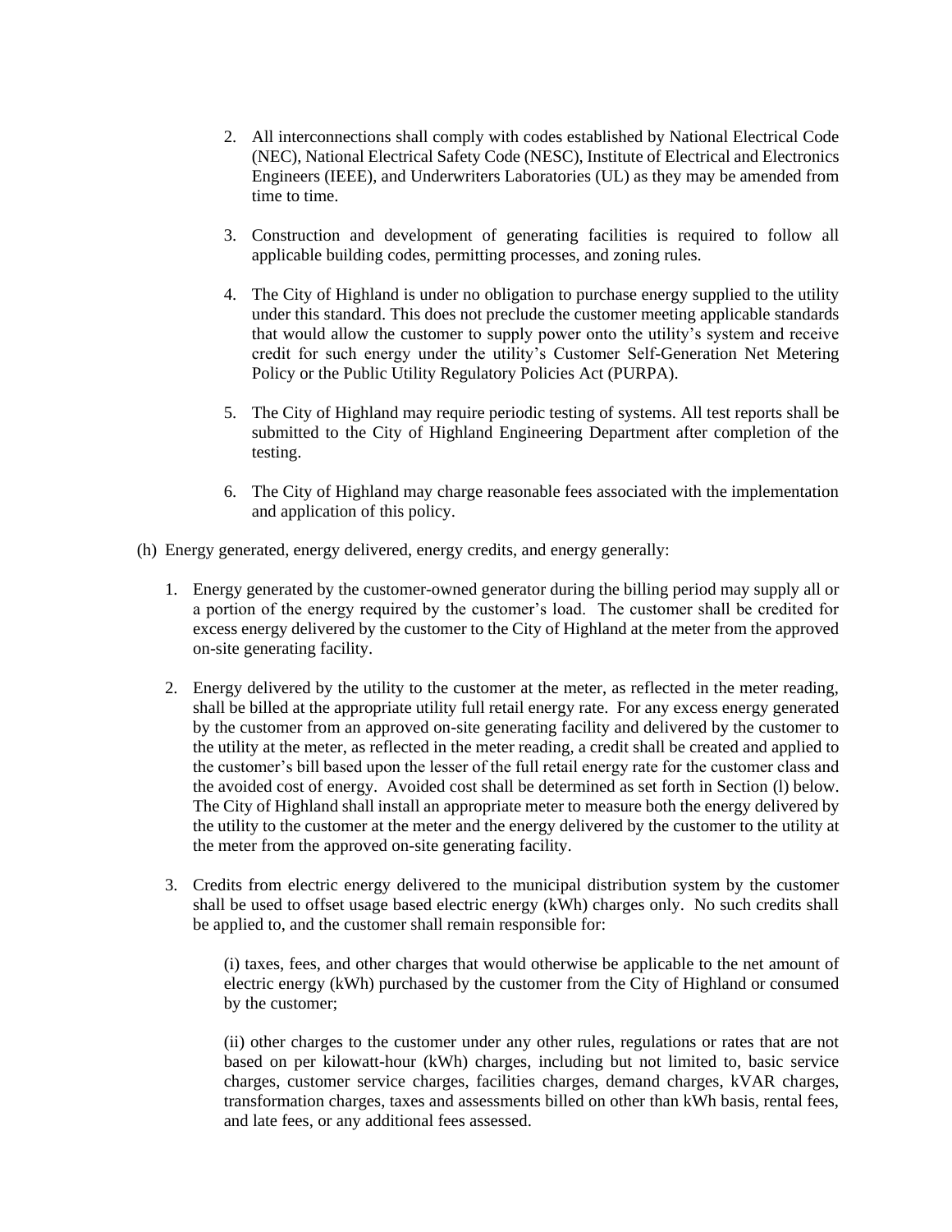2. All interconnections shall comply with codes established by National Electrical Code (NEC), National Electrical Safety Code (NESC), Institute of Electrical and Electronics Engineers (IEEE), and Underwriters Laboratories (UL) as they may be amended from time to time.

3. Construction and development of generating facilities is required to follow all applicable building codes, permitting processes, and zoning rules.

4. The City of Highland is under no obligation to purchase energy supplied to the utility under this standard. This does not preclude the customer meeting applicable standards that would allow the customer to supply power onto the utility's system and receive credit for such energy under the utility's Customer Self-Generation Net Metering Policy or the Public Utility Regulatory Policies Act (PURPA).

5. The City of Highland may require periodic testing of systems. All test reports shall be submitted to the City of Highland Engineering Department after completion of the testing.

6. The City of Highland may charge reasonable fees associated with the implementation and application of this policy.

(h) Energy generated, energy delivered, energy credits, and energy generally:

1. Energy generated by the customer-owned generator during the billing period may supply all or a portion of the energy required by the customer's load. The customer shall be credited for excess energy delivered by the customer to the City of Highland at the meter from the approved on-site generating facility.

2. Energy delivered by the utility to the customer at the meter, as reflected in the meter reading, shall be billed at the appropriate utility full retail energy rate. For any excess energy generated by the customer from an approved on-site generating facility and delivered by the customer to the utility at the meter, as reflected in the meter reading, a credit shall be created and applied to the customer's bill based upon the lesser of the full retail energy rate for the customer class and the avoided cost of energy. Avoided cost shall be determined as set forth in Section (l) below. The City of Highland shall install an appropriate meter to measure both the energy delivered by the utility to the customer at the meter and the energy delivered by the customer to the utility at the meter from the approved on-site generating facility.

3. Credits from electric energy delivered to the municipal distribution system by the customer shall be used to offset usage based electric energy (kWh) charges only. No such credits shall be applied to, and the customer shall remain responsible for:

   (i) taxes, fees, and other charges that would otherwise be applicable to the net amount of electric energy (kWh) purchased by the customer from the City of Highland or consumed by the customer;

   (ii) other charges to the customer under any other rules, regulations or rates that are not based on per kilowatt-hour (kWh) charges, including but not limited to, basic service charges, customer service charges, facilities charges, demand charges, kVAR charges, transformation charges, taxes and assessments billed on other than kWh basis, rental fees, and late fees, or any additional fees assessed.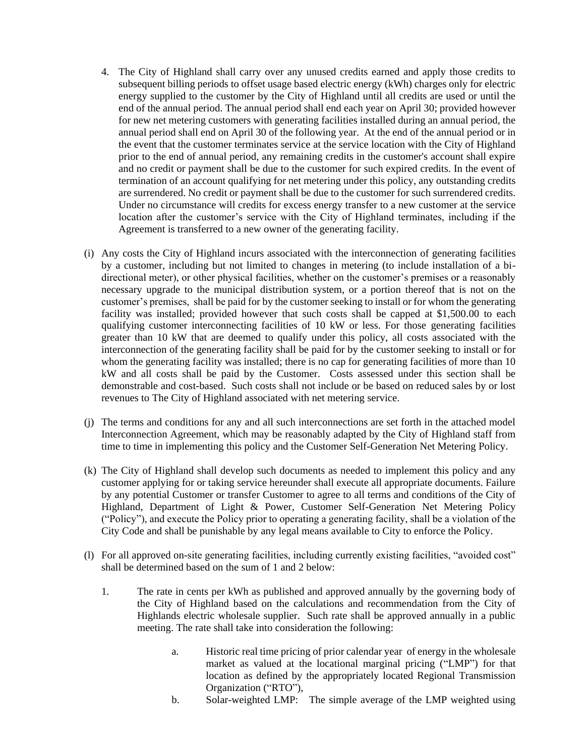4. The City of Highland shall carry over any unused credits earned and apply those credits to subsequent billing periods to offset usage based electric energy (kWh) charges only for electric energy supplied to the customer by the City of Highland until all credits are used or until the end of the annual period. The annual period shall end each year on April 30; provided however for new net metering customers with generating facilities installed during an annual period, the annual period shall end on April 30 of the following year. At the end of the annual period or in the event that the customer terminates service at the service location with the City of Highland prior to the end of annual period, any remaining credits in the customer's account shall expire and no credit or payment shall be due to the customer for such expired credits. In the event of termination of an account qualifying for net metering under this policy, any outstanding credits are surrendered. No credit or payment shall be due to the customer for such surrendered credits. Under no circumstance will credits for excess energy transfer to a new customer at the service location after the customer's service with the City of Highland terminates, including if the Agreement is transferred to a new owner of the generating facility.

(i) Any costs the City of Highland incurs associated with the interconnection of generating facilities by a customer, including but not limited to changes in metering (to include installation of a bi-directional meter), or other physical facilities, whether on the customer's premises or a reasonably necessary upgrade to the municipal distribution system, or a portion thereof that is not on the customer's premises, shall be paid for by the customer seeking to install or for whom the generating facility was installed; provided however that such costs shall be capped at $1,500.00 to each qualifying customer interconnecting facilities of 10 kW or less. For those generating facilities greater than 10 kW that are deemed to qualify under this policy, all costs associated with the interconnection of the generating facility shall be paid for by the customer seeking to install or for whom the generating facility was installed; there is no cap for generating facilities of more than 10 kW and all costs shall be paid by the Customer. Costs assessed under this section shall be demonstrable and cost-based. Such costs shall not include or be based on reduced sales by or lost revenues to The City of Highland associated with net metering service.

(j) The terms and conditions for any and all such interconnections are set forth in the attached model Interconnection Agreement, which may be reasonably adapted by the City of Highland staff from time to time in implementing this policy and the Customer Self-Generation Net Metering Policy.

(k) The City of Highland shall develop such documents as needed to implement this policy and any customer applying for or taking service hereunder shall execute all appropriate documents. Failure by any potential Customer or transfer Customer to agree to all terms and conditions of the City of Highland, Department of Light & Power, Customer Self-Generation Net Metering Policy ("Policy"), and execute the Policy prior to operating a generating facility, shall be a violation of the City Code and shall be punishable by any legal means available to City to enforce the Policy.

(l) For all approved on-site generating facilities, including currently existing facilities, "avoided cost" shall be determined based on the sum of 1 and 2 below:

1. The rate in cents per kWh as published and approved annually by the governing body of the City of Highland based on the calculations and recommendation from the City of Highlands electric wholesale supplier. Such rate shall be approved annually in a public meeting. The rate shall take into consideration the following:

    a. Historic real time pricing of prior calendar year of energy in the wholesale market as valued at the locational marginal pricing ("LMP") for that location as defined by the appropriately located Regional Transmission Organization ("RTO"),

    b. Solar-weighted LMP: The simple average of the LMP weighted using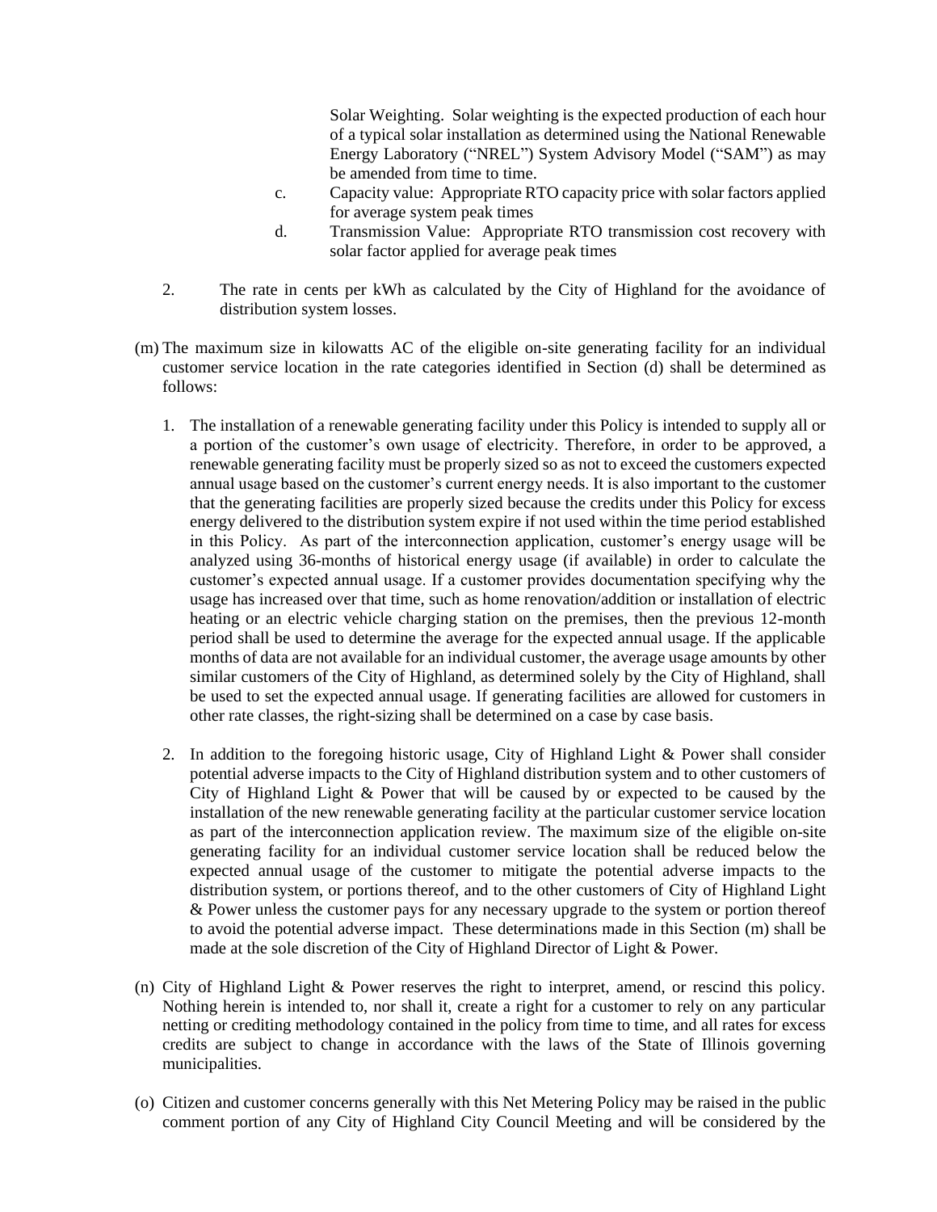Solar Weighting. Solar weighting is the expected production of each hour of a typical solar installation as determined using the National Renewable Energy Laboratory ("NREL") System Advisory Model ("SAM") as may be amended from time to time.

c. Capacity value: Appropriate RTO capacity price with solar factors applied for average system peak times

d. Transmission Value: Appropriate RTO transmission cost recovery with solar factor applied for average peak times

2. The rate in cents per kWh as calculated by the City of Highland for the avoidance of distribution system losses.

(m) The maximum size in kilowatts AC of the eligible on-site generating facility for an individual customer service location in the rate categories identified in Section (d) shall be determined as follows:

1. The installation of a renewable generating facility under this Policy is intended to supply all or a portion of the customer's own usage of electricity. Therefore, in order to be approved, a renewable generating facility must be properly sized so as not to exceed the customers expected annual usage based on the customer's current energy needs. It is also important to the customer that the generating facilities are properly sized because the credits under this Policy for excess energy delivered to the distribution system expire if not used within the time period established in this Policy. As part of the interconnection application, customer's energy usage will be analyzed using 36-months of historical energy usage (if available) in order to calculate the customer's expected annual usage. If a customer provides documentation specifying why the usage has increased over that time, such as home renovation/addition or installation of electric heating or an electric vehicle charging station on the premises, then the previous 12-month period shall be used to determine the average for the expected annual usage. If the applicable months of data are not available for an individual customer, the average usage amounts by other similar customers of the City of Highland, as determined solely by the City of Highland, shall be used to set the expected annual usage. If generating facilities are allowed for customers in other rate classes, the right-sizing shall be determined on a case by case basis.

2. In addition to the foregoing historic usage, City of Highland Light & Power shall consider potential adverse impacts to the City of Highland distribution system and to other customers of City of Highland Light & Power that will be caused by or expected to be caused by the installation of the new renewable generating facility at the particular customer service location as part of the interconnection application review. The maximum size of the eligible on-site generating facility for an individual customer service location shall be reduced below the expected annual usage of the customer to mitigate the potential adverse impacts to the distribution system, or portions thereof, and to the other customers of City of Highland Light & Power unless the customer pays for any necessary upgrade to the system or portion thereof to avoid the potential adverse impact. These determinations made in this Section (m) shall be made at the sole discretion of the City of Highland Director of Light & Power.

(n) City of Highland Light & Power reserves the right to interpret, amend, or rescind this policy. Nothing herein is intended to, nor shall it, create a right for a customer to rely on any particular netting or crediting methodology contained in the policy from time to time, and all rates for excess credits are subject to change in accordance with the laws of the State of Illinois governing municipalities.

(o) Citizen and customer concerns generally with this Net Metering Policy may be raised in the public comment portion of any City of Highland City Council Meeting and will be considered by the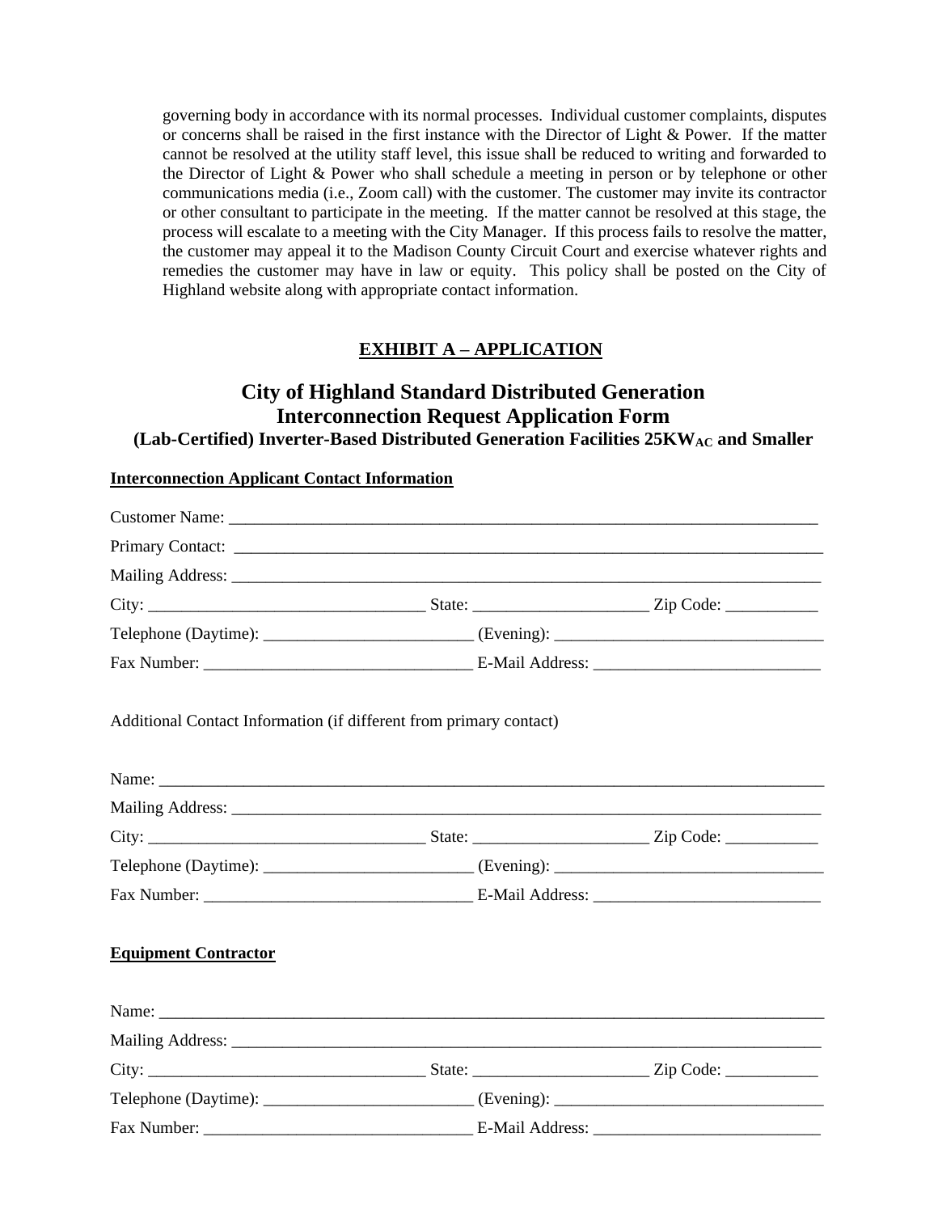governing body in accordance with its normal processes. Individual customer complaints, disputes or concerns shall be raised in the first instance with the Director of Light & Power. If the matter cannot be resolved at the utility staff level, this issue shall be reduced to writing and forwarded to the Director of Light & Power who shall schedule a meeting in person or by telephone or other communications media (i.e., Zoom call) with the customer. The customer may invite its contractor or other consultant to participate in the meeting. If the matter cannot be resolved at this stage, the process will escalate to a meeting with the City Manager. If this process fails to resolve the matter, the customer may appeal it to the Madison County Circuit Court and exercise whatever rights and remedies the customer may have in law or equity. This policy shall be posted on the City of Highland website along with appropriate contact information.

## EXHIBIT A – APPLICATION

# City of Highland Standard Distributed Generation Interconnection Request Application Form

### (Lab-Certified) Inverter-Based Distributed Generation Facilities 25KW$_{AC}$ and Smaller

**Interconnection Applicant Contact Information**

Customer Name: ___________________________________________________________________________

Primary Contact: ___________________________________________________________________________

Mailing Address: ___________________________________________________________________________

City: _________________________________ State: ____________________ Zip Code: ___________

Telephone (Daytime): _________________________ (Evening): ________________________________

Fax Number: ________________________________ E-Mail Address: __________________________

Additional Contact Information (if different from primary contact)

Name: ___________________________________________________________________________________

Mailing Address: ___________________________________________________________________________

City: _________________________________ State: ____________________ Zip Code: ___________

Telephone (Daytime): _________________________ (Evening): ________________________________

Fax Number: ________________________________ E-Mail Address: __________________________

**Equipment Contractor**

Name: ___________________________________________________________________________________

Mailing Address: ___________________________________________________________________________

City: _________________________________ State: ____________________ Zip Code: ___________

Telephone (Daytime): _________________________ (Evening): ________________________________

Fax Number: ________________________________ E-Mail Address: __________________________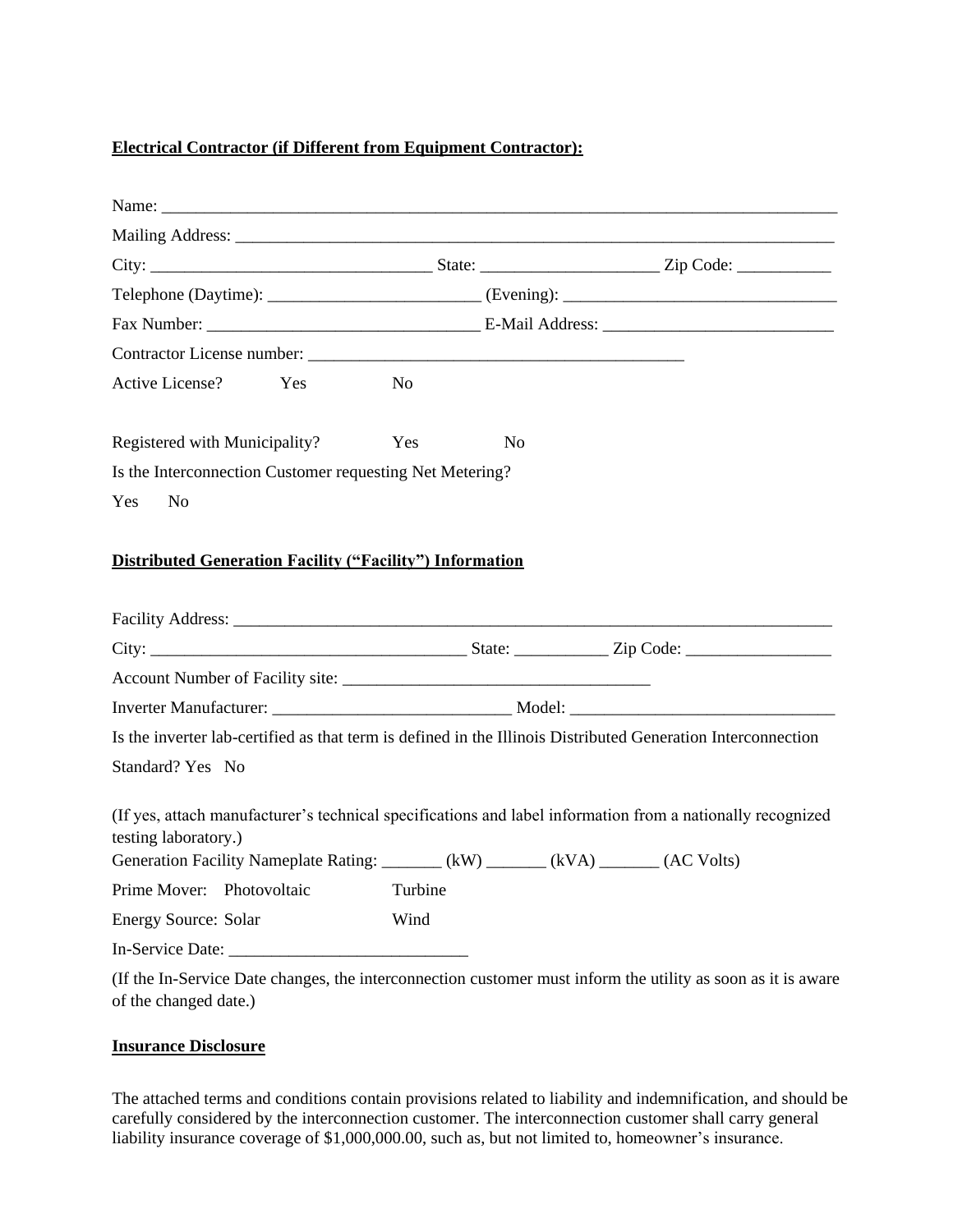**Electrical Contractor (if Different from Equipment Contractor):**

Name: ___________________________________________________________________________

Mailing Address: ____________________________________________________________________

City: _________________________________ State: ____________________ Zip Code: ___________

Telephone (Daytime): ________________________ (Evening): _______________________________

Fax Number: _______________________________ E-Mail Address: __________________________

Contractor License number: ____________________________________________

Active License? Yes No

Registered with Municipality? Yes No

Is the Interconnection Customer requesting Net Metering?

Yes No

**Distributed Generation Facility ("Facility") Information**

Facility Address: ____________________________________________________________________

City: ____________________________________ State: ___________ Zip Code: ________________

Account Number of Facility site: ____________________________________

Inverter Manufacturer: ___________________________ Model: ______________________________

Is the inverter lab-certified as that term is defined in the Illinois Distributed Generation Interconnection Standard? Yes No

(If yes, attach manufacturer's technical specifications and label information from a nationally recognized testing laboratory.)

Generation Facility Nameplate Rating: _______ (kW) _______ (kVA) _______ (AC Volts)

Prime Mover: Photovoltaic Turbine

Energy Source: Solar Wind

In-Service Date: ___________________________

(If the In-Service Date changes, the interconnection customer must inform the utility as soon as it is aware of the changed date.)

**Insurance Disclosure**

The attached terms and conditions contain provisions related to liability and indemnification, and should be carefully considered by the interconnection customer. The interconnection customer shall carry general liability insurance coverage of $1,000,000.00, such as, but not limited to, homeowner's insurance.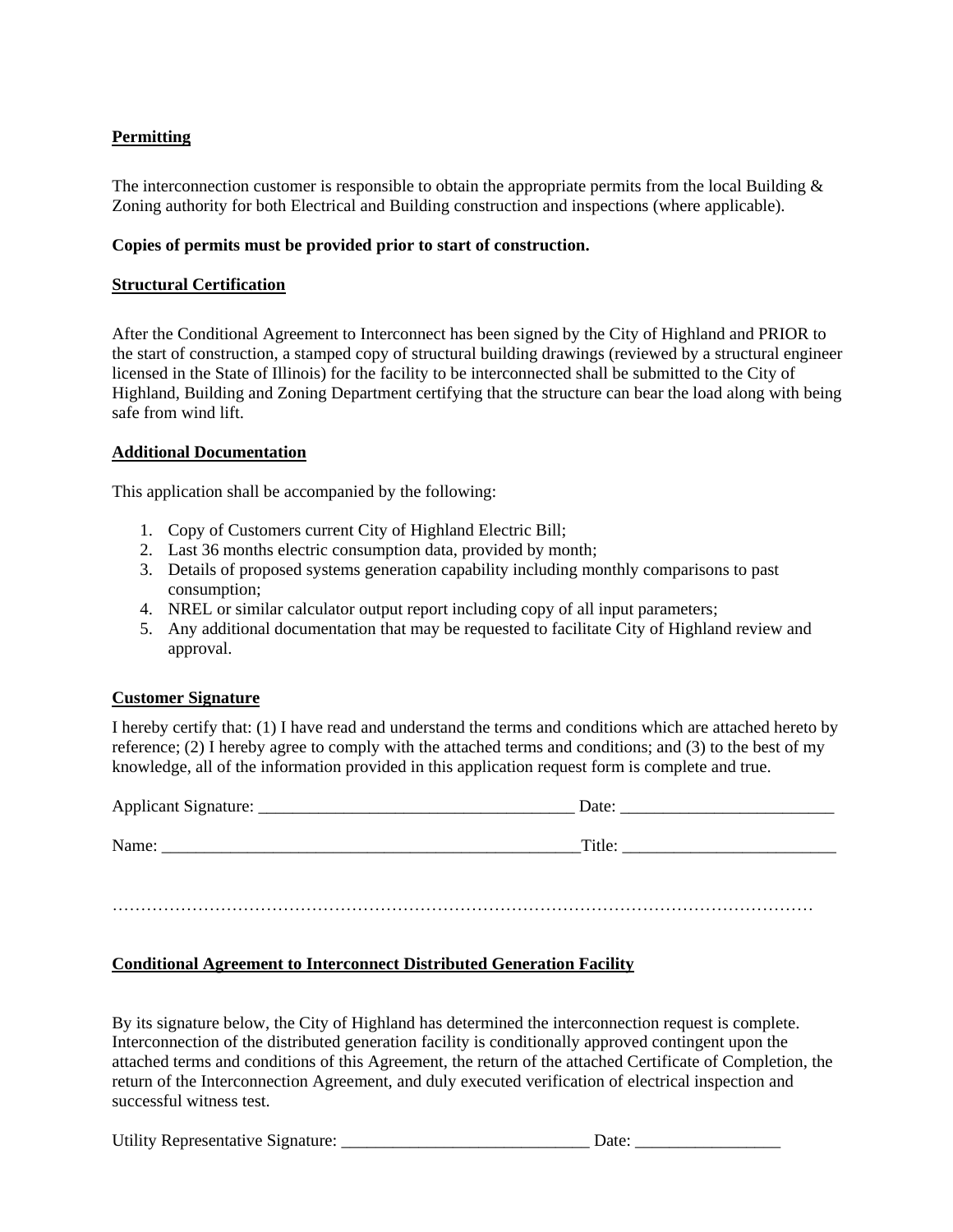**Permitting**

The interconnection customer is responsible to obtain the appropriate permits from the local Building & Zoning authority for both Electrical and Building construction and inspections (where applicable).

**Copies of permits must be provided prior to start of construction.**

**Structural Certification**

After the Conditional Agreement to Interconnect has been signed by the City of Highland and PRIOR to the start of construction, a stamped copy of structural building drawings (reviewed by a structural engineer licensed in the State of Illinois) for the facility to be interconnected shall be submitted to the City of Highland, Building and Zoning Department certifying that the structure can bear the load along with being safe from wind lift.

**Additional Documentation**

This application shall be accompanied by the following:

1. Copy of Customers current City of Highland Electric Bill;
2. Last 36 months electric consumption data, provided by month;
3. Details of proposed systems generation capability including monthly comparisons to past consumption;
4. NREL or similar calculator output report including copy of all input parameters;
5. Any additional documentation that may be requested to facilitate City of Highland review and approval.

**Customer Signature**

I hereby certify that: (1) I have read and understand the terms and conditions which are attached hereto by reference; (2) I hereby agree to comply with the attached terms and conditions; and (3) to the best of my knowledge, all of the information provided in this application request form is complete and true.

Applicant Signature: ______________________________________ Date: _________________________

Name: ___________________________________________________Title: _________________________

…………………………………………………………………………………………………………………

**Conditional Agreement to Interconnect Distributed Generation Facility**

By its signature below, the City of Highland has determined the interconnection request is complete. Interconnection of the distributed generation facility is conditionally approved contingent upon the attached terms and conditions of this Agreement, the return of the attached Certificate of Completion, the return of the Interconnection Agreement, and duly executed verification of electrical inspection and successful witness test.

Utility Representative Signature: _____________________________ Date: _________________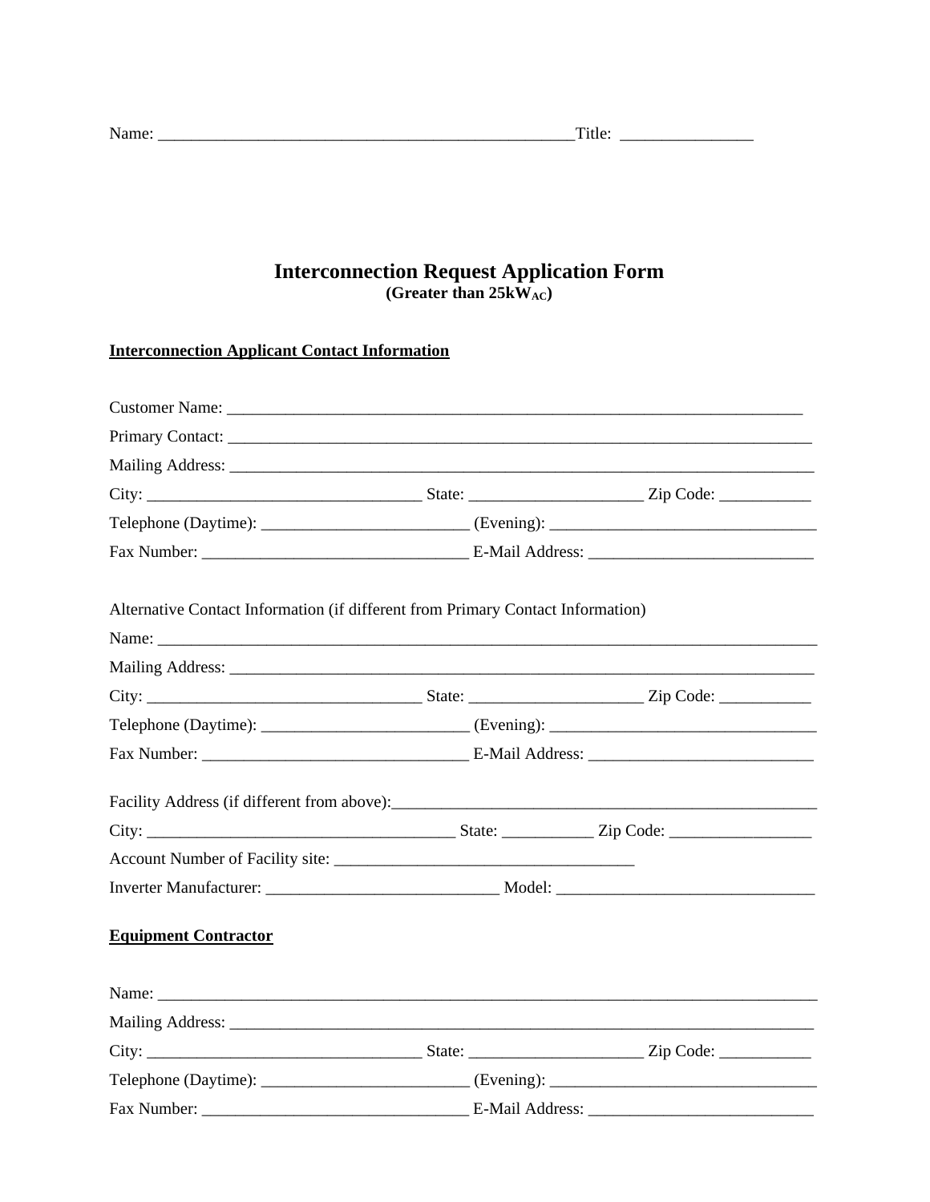Name: ___________________________________________________ Title: ________________

# Interconnection Request Application Form

**(Greater than 25kW$_{AC}$)**

**Interconnection Applicant Contact Information**

Customer Name: ________________________________________________________________________

Primary Contact: _________________________________________________________________________

Mailing Address: _________________________________________________________________________

City: _________________________________ State: _____________________ Zip Code: ___________

Telephone (Daytime): _________________________ (Evening): ________________________________

Fax Number: ________________________________ E-Mail Address: ___________________________

Alternative Contact Information (if different from Primary Contact Information)

Name: _________________________________________________________________________________

Mailing Address: _________________________________________________________________________

City: _________________________________ State: _____________________ Zip Code: ___________

Telephone (Daytime): _________________________ (Evening): ________________________________

Fax Number: ________________________________ E-Mail Address: ___________________________

Facility Address (if different from above):_____________________________________________________

City: _____________________________________ State: ___________ Zip Code: _________________

Account Number of Facility site: ____________________________________

Inverter Manufacturer: ____________________________ Model: _______________________________

**Equipment Contractor**

Name: _________________________________________________________________________________

Mailing Address: _________________________________________________________________________

City: _________________________________ State: _____________________ Zip Code: ___________

Telephone (Daytime): _________________________ (Evening): ________________________________

Fax Number: ________________________________ E-Mail Address: ___________________________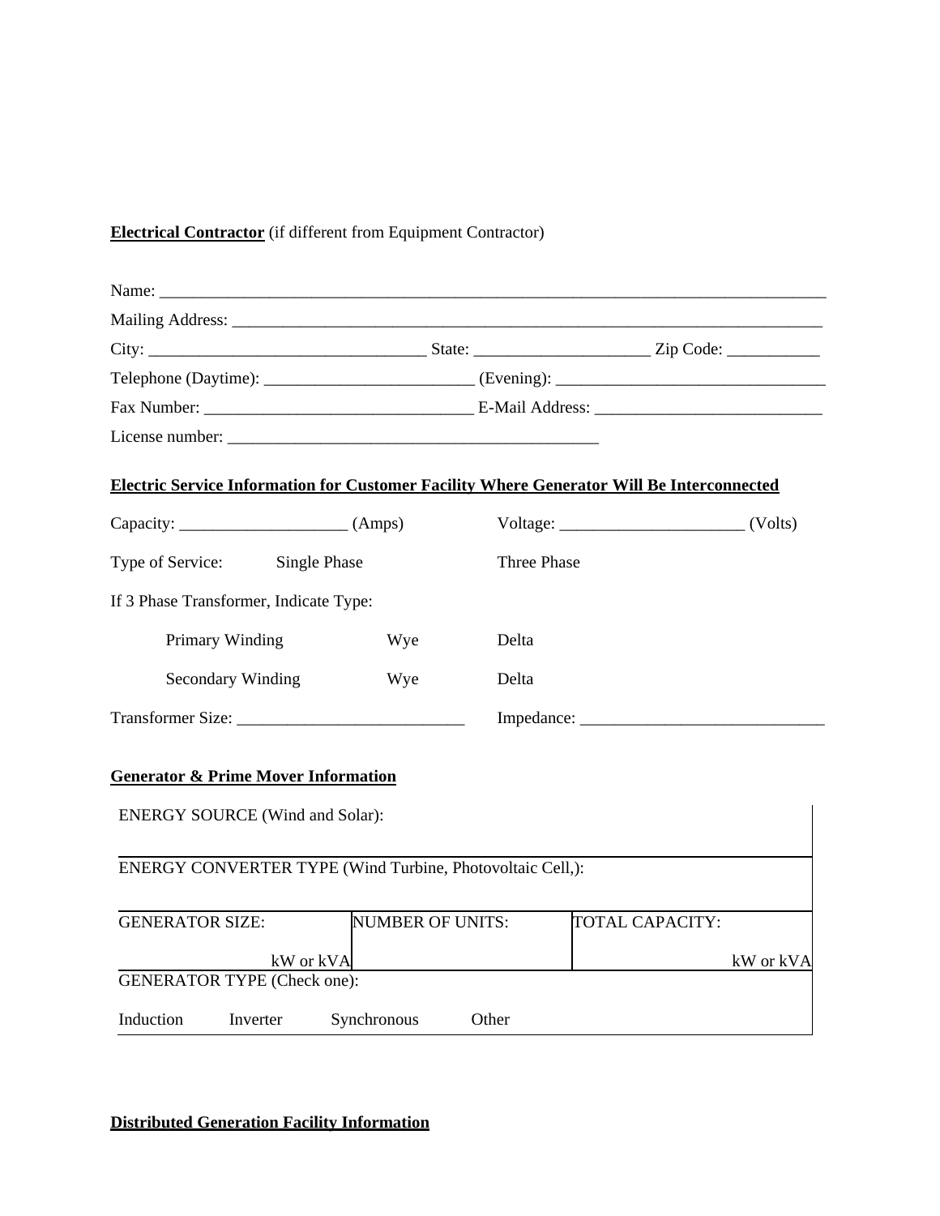**Electrical Contractor** (if different from Equipment Contractor)

Name: ________________________________________________________________________________

Mailing Address: ________________________________________________________________________

City: _________________________________ State: ____________________ Zip Code: ___________

Telephone (Daytime): _________________________ (Evening): ________________________________

Fax Number: _______________________________ E-Mail Address: ___________________________

License number: ____________________________________________

**Electric Service Information for Customer Facility Where Generator Will Be Interconnected**

Capacity: ____________________ (Amps)                Voltage: ______________________ (Volts)

Type of Service:     Single Phase                Three Phase

If 3 Phase Transformer, Indicate Type:

Primary Winding     Wye     Delta

Secondary Winding     Wye     Delta

Transformer Size: ___________________________     Impedance: _____________________________

**Generator & Prime Mover Information**

| ENERGY SOURCE (Wind and Solar): | | |
|---|---|---|
| ENERGY CONVERTER TYPE (Wind Turbine, Photovoltaic Cell,): | | |
| GENERATOR SIZE: kW or kVA | NUMBER OF UNITS: | TOTAL CAPACITY: kW or kVA |
| GENERATOR TYPE (Check one): Induction     Inverter     Synchronous     Other | | |

**Distributed Generation Facility Information**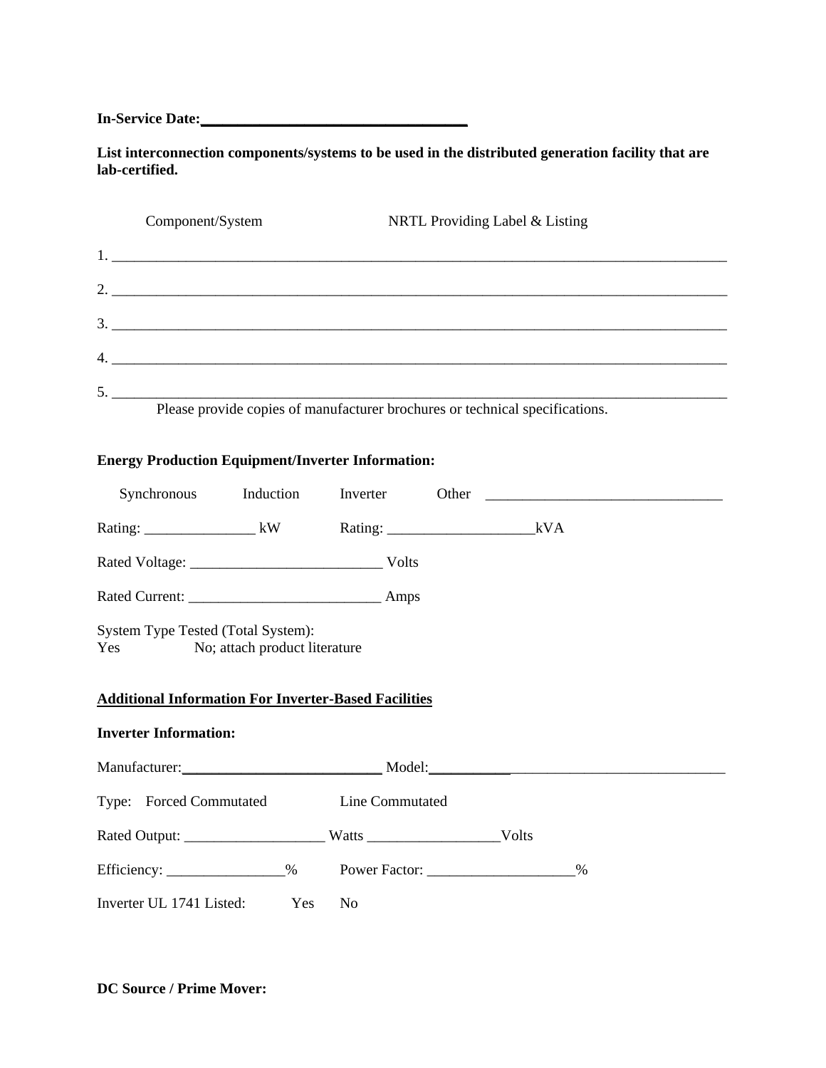**In-Service Date:**___________________________________

**List interconnection components/systems to be used in the distributed generation facility that are lab-certified.**

Component/System NRTL Providing Label & Listing

1. ________________________________________________________________________________

2. ________________________________________________________________________________

3. ________________________________________________________________________________

4. ________________________________________________________________________________

5. ________________________________________________________________________________

Please provide copies of manufacturer brochures or technical specifications.

**Energy Production Equipment/Inverter Information:**

Synchronous Induction Inverter Other ________________________________

Rating: _______________ kW Rating: ____________________kVA

Rated Voltage: __________________________ Volts

Rated Current: __________________________ Amps

System Type Tested (Total System):
Yes No; attach product literature

**<u>Additional Information For Inverter-Based Facilities</u>**

**Inverter Information:**

Manufacturer:___________________________ Model:________________________________________

Type: Forced Commutated Line Commutated

Rated Output: ___________________ Watts _________________Volts

Efficiency: ________________% Power Factor: ____________________%

Inverter UL 1741 Listed: Yes No

**DC Source / Prime Mover:**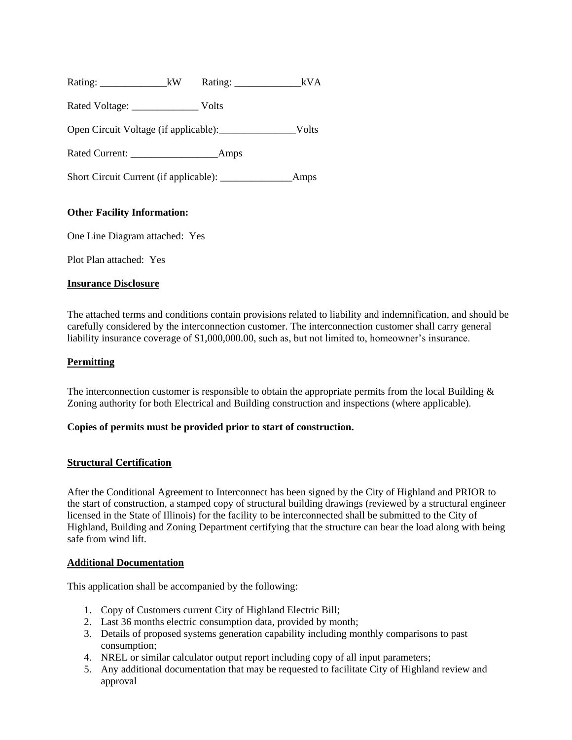Rating: _____________kW Rating: _____________kVA

Rated Voltage: _____________ Volts

Open Circuit Voltage (if applicable):_______________Volts

Rated Current: _________________Amps

Short Circuit Current (if applicable): ______________Amps

**Other Facility Information:**

One Line Diagram attached: Yes

Plot Plan attached: Yes

**Insurance Disclosure**

The attached terms and conditions contain provisions related to liability and indemnification, and should be carefully considered by the interconnection customer. The interconnection customer shall carry general liability insurance coverage of $1,000,000.00, such as, but not limited to, homeowner's insurance.

**Permitting**

The interconnection customer is responsible to obtain the appropriate permits from the local Building & Zoning authority for both Electrical and Building construction and inspections (where applicable).

**Copies of permits must be provided prior to start of construction.**

**Structural Certification**

After the Conditional Agreement to Interconnect has been signed by the City of Highland and PRIOR to the start of construction, a stamped copy of structural building drawings (reviewed by a structural engineer licensed in the State of Illinois) for the facility to be interconnected shall be submitted to the City of Highland, Building and Zoning Department certifying that the structure can bear the load along with being safe from wind lift.

**Additional Documentation**

This application shall be accompanied by the following:

1. Copy of Customers current City of Highland Electric Bill;
2. Last 36 months electric consumption data, provided by month;
3. Details of proposed systems generation capability including monthly comparisons to past consumption;
4. NREL or similar calculator output report including copy of all input parameters;
5. Any additional documentation that may be requested to facilitate City of Highland review and approval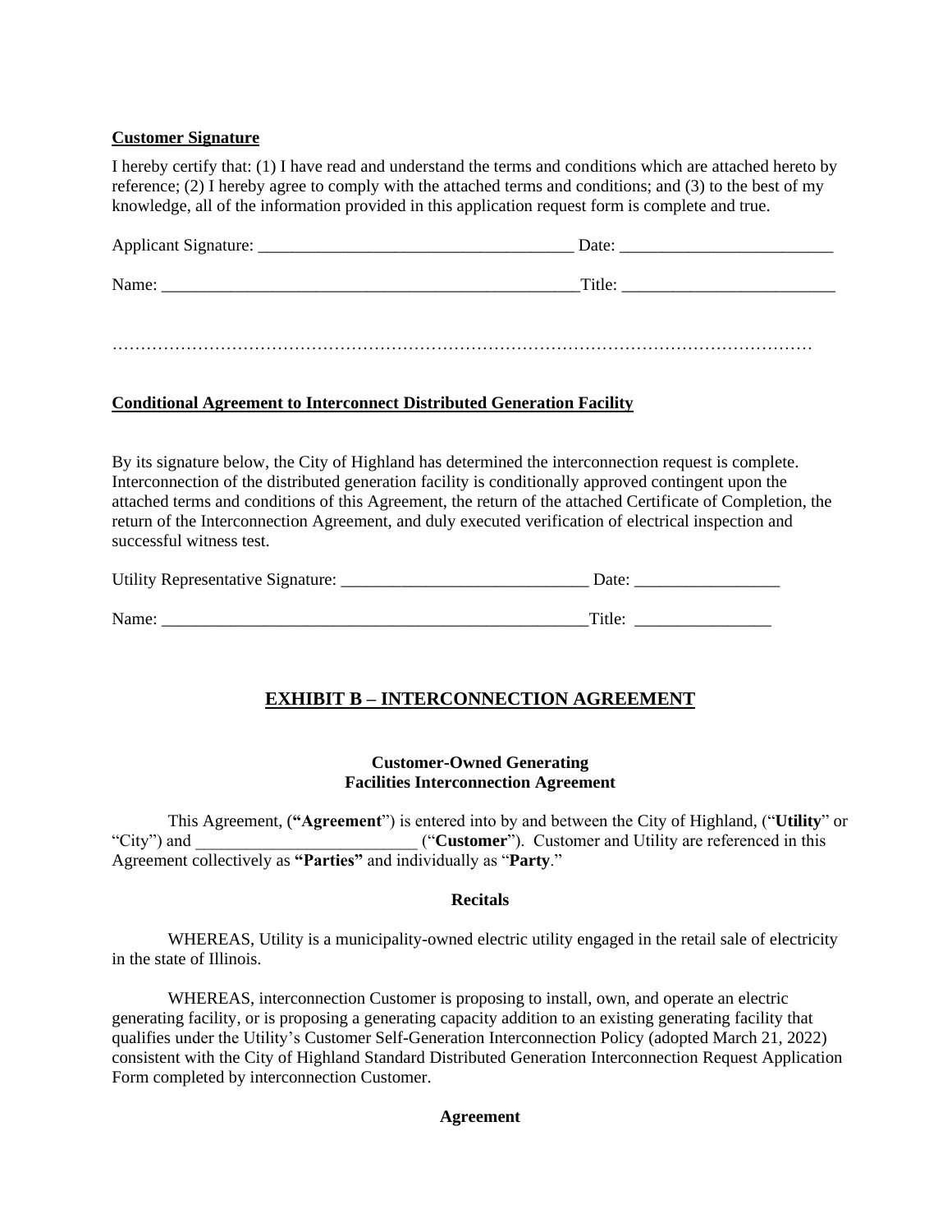**Customer Signature**

I hereby certify that: (1) I have read and understand the terms and conditions which are attached hereto by reference; (2) I hereby agree to comply with the attached terms and conditions; and (3) to the best of my knowledge, all of the information provided in this application request form is complete and true.

Applicant Signature: _____________________________________ Date: _________________________

Name: __________________________________________________Title: _________________________

……………………………………………………………………………………………………………

**Conditional Agreement to Interconnect Distributed Generation Facility**

By its signature below, the City of Highland has determined the interconnection request is complete. Interconnection of the distributed generation facility is conditionally approved contingent upon the attached terms and conditions of this Agreement, the return of the attached Certificate of Completion, the return of the Interconnection Agreement, and duly executed verification of electrical inspection and successful witness test.

Utility Representative Signature: _____________________________ Date: _________________

Name: ___________________________________________________Title: ________________

## EXHIBIT B – INTERCONNECTION AGREEMENT

**Customer-Owned Generating Facilities Interconnection Agreement**

This Agreement, (**"Agreement"**) is entered into by and between the City of Highland, ("**Utility**" or "City") and __________________________ ("**Customer**"). Customer and Utility are referenced in this Agreement collectively as **"Parties"** and individually as "**Party**."

**Recitals**

WHEREAS, Utility is a municipality-owned electric utility engaged in the retail sale of electricity in the state of Illinois.

WHEREAS, interconnection Customer is proposing to install, own, and operate an electric generating facility, or is proposing a generating capacity addition to an existing generating facility that qualifies under the Utility's Customer Self-Generation Interconnection Policy (adopted March 21, 2022) consistent with the City of Highland Standard Distributed Generation Interconnection Request Application Form completed by interconnection Customer.

**Agreement**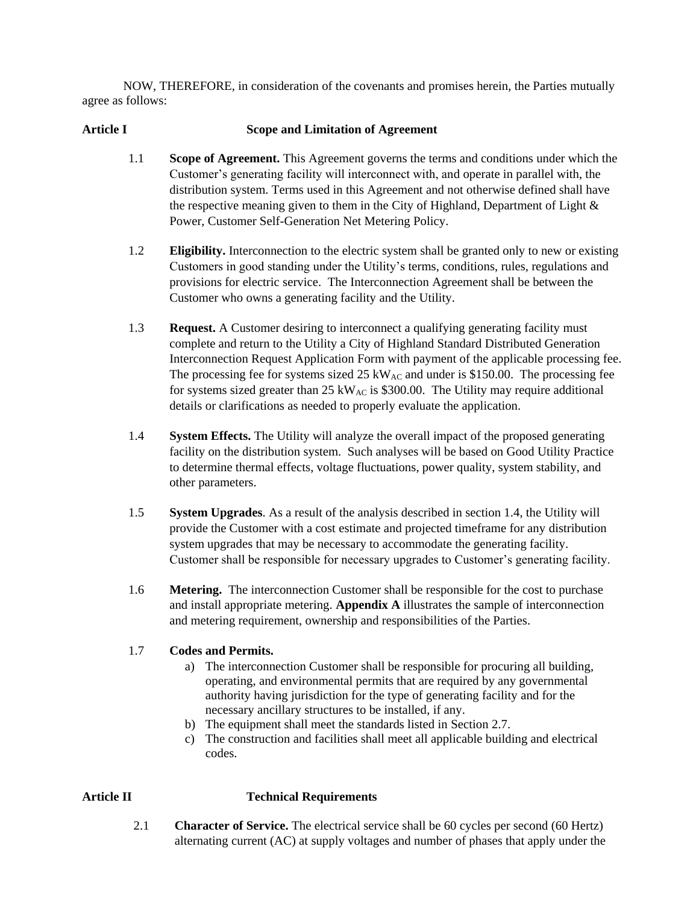NOW, THEREFORE, in consideration of the covenants and promises herein, the Parties mutually agree as follows:

## Article I — Scope and Limitation of Agreement

1.1 **Scope of Agreement.** This Agreement governs the terms and conditions under which the Customer's generating facility will interconnect with, and operate in parallel with, the distribution system. Terms used in this Agreement and not otherwise defined shall have the respective meaning given to them in the City of Highland, Department of Light & Power, Customer Self-Generation Net Metering Policy.

1.2 **Eligibility.** Interconnection to the electric system shall be granted only to new or existing Customers in good standing under the Utility's terms, conditions, rules, regulations and provisions for electric service. The Interconnection Agreement shall be between the Customer who owns a generating facility and the Utility.

1.3 **Request.** A Customer desiring to interconnect a qualifying generating facility must complete and return to the Utility a City of Highland Standard Distributed Generation Interconnection Request Application Form with payment of the applicable processing fee. The processing fee for systems sized 25 $kW_{AC}$ and under is $150.00. The processing fee for systems sized greater than 25 $kW_{AC}$ is $300.00. The Utility may require additional details or clarifications as needed to properly evaluate the application.

1.4 **System Effects.** The Utility will analyze the overall impact of the proposed generating facility on the distribution system. Such analyses will be based on Good Utility Practice to determine thermal effects, voltage fluctuations, power quality, system stability, and other parameters.

1.5 **System Upgrades**. As a result of the analysis described in section 1.4, the Utility will provide the Customer with a cost estimate and projected timeframe for any distribution system upgrades that may be necessary to accommodate the generating facility. Customer shall be responsible for necessary upgrades to Customer's generating facility.

1.6 **Metering.** The interconnection Customer shall be responsible for the cost to purchase and install appropriate metering. **Appendix A** illustrates the sample of interconnection and metering requirement, ownership and responsibilities of the Parties.

1.7 **Codes and Permits.**

a) The interconnection Customer shall be responsible for procuring all building, operating, and environmental permits that are required by any governmental authority having jurisdiction for the type of generating facility and for the necessary ancillary structures to be installed, if any.
b) The equipment shall meet the standards listed in Section 2.7.
c) The construction and facilities shall meet all applicable building and electrical codes.

## Article II — Technical Requirements

2.1 **Character of Service.** The electrical service shall be 60 cycles per second (60 Hertz) alternating current (AC) at supply voltages and number of phases that apply under the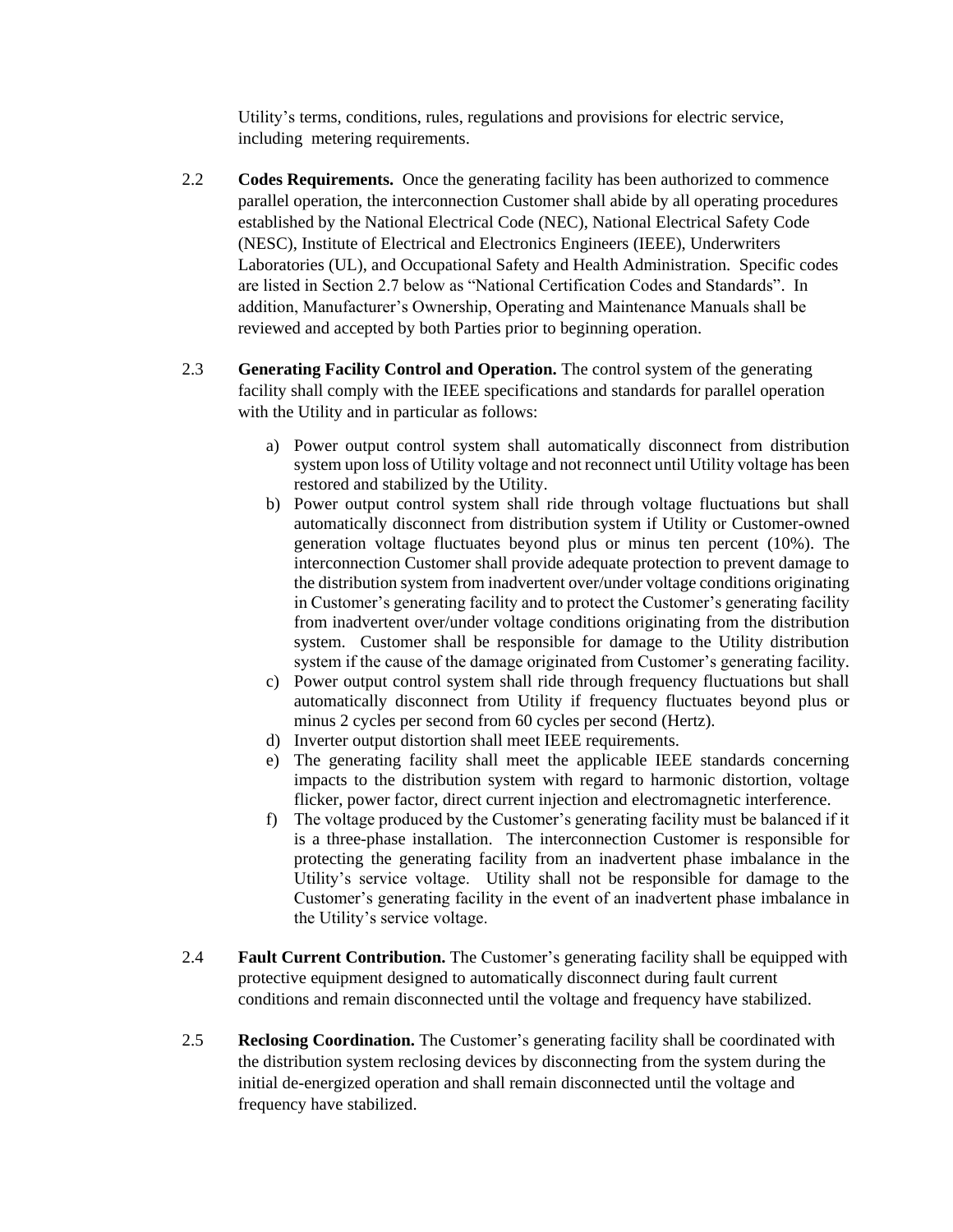Utility’s terms, conditions, rules, regulations and provisions for electric service, including metering requirements.

2.2 **Codes Requirements.** Once the generating facility has been authorized to commence parallel operation, the interconnection Customer shall abide by all operating procedures established by the National Electrical Code (NEC), National Electrical Safety Code (NESC), Institute of Electrical and Electronics Engineers (IEEE), Underwriters Laboratories (UL), and Occupational Safety and Health Administration. Specific codes are listed in Section 2.7 below as “National Certification Codes and Standards”. In addition, Manufacturer’s Ownership, Operating and Maintenance Manuals shall be reviewed and accepted by both Parties prior to beginning operation.

2.3 **Generating Facility Control and Operation.** The control system of the generating facility shall comply with the IEEE specifications and standards for parallel operation with the Utility and in particular as follows:

a) Power output control system shall automatically disconnect from distribution system upon loss of Utility voltage and not reconnect until Utility voltage has been restored and stabilized by the Utility.
b) Power output control system shall ride through voltage fluctuations but shall automatically disconnect from distribution system if Utility or Customer-owned generation voltage fluctuates beyond plus or minus ten percent (10%). The interconnection Customer shall provide adequate protection to prevent damage to the distribution system from inadvertent over/under voltage conditions originating in Customer’s generating facility and to protect the Customer’s generating facility from inadvertent over/under voltage conditions originating from the distribution system. Customer shall be responsible for damage to the Utility distribution system if the cause of the damage originated from Customer’s generating facility.
c) Power output control system shall ride through frequency fluctuations but shall automatically disconnect from Utility if frequency fluctuates beyond plus or minus 2 cycles per second from 60 cycles per second (Hertz).
d) Inverter output distortion shall meet IEEE requirements.
e) The generating facility shall meet the applicable IEEE standards concerning impacts to the distribution system with regard to harmonic distortion, voltage flicker, power factor, direct current injection and electromagnetic interference.
f) The voltage produced by the Customer’s generating facility must be balanced if it is a three-phase installation. The interconnection Customer is responsible for protecting the generating facility from an inadvertent phase imbalance in the Utility’s service voltage. Utility shall not be responsible for damage to the Customer’s generating facility in the event of an inadvertent phase imbalance in the Utility’s service voltage.

2.4 **Fault Current Contribution.** The Customer’s generating facility shall be equipped with protective equipment designed to automatically disconnect during fault current conditions and remain disconnected until the voltage and frequency have stabilized.

2.5 **Reclosing Coordination.** The Customer’s generating facility shall be coordinated with the distribution system reclosing devices by disconnecting from the system during the initial de-energized operation and shall remain disconnected until the voltage and frequency have stabilized.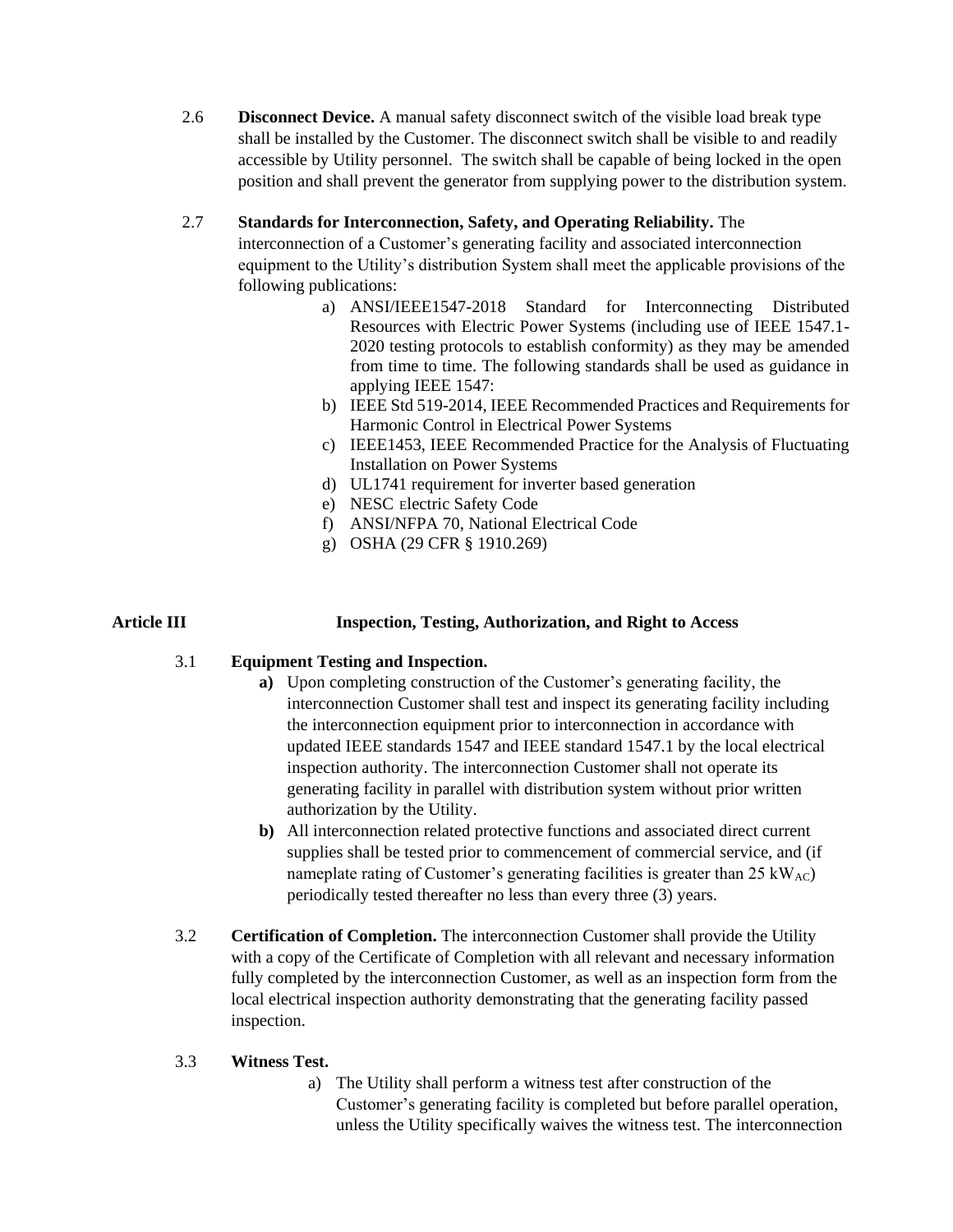2.6 **Disconnect Device.** A manual safety disconnect switch of the visible load break type shall be installed by the Customer. The disconnect switch shall be visible to and readily accessible by Utility personnel. The switch shall be capable of being locked in the open position and shall prevent the generator from supplying power to the distribution system.

2.7 **Standards for Interconnection, Safety, and Operating Reliability.** The interconnection of a Customer's generating facility and associated interconnection equipment to the Utility's distribution System shall meet the applicable provisions of the following publications:

a) ANSI/IEEE1547-2018 Standard for Interconnecting Distributed Resources with Electric Power Systems (including use of IEEE 1547.1-2020 testing protocols to establish conformity) as they may be amended from time to time. The following standards shall be used as guidance in applying IEEE 1547:
b) IEEE Std 519-2014, IEEE Recommended Practices and Requirements for Harmonic Control in Electrical Power Systems
c) IEEE1453, IEEE Recommended Practice for the Analysis of Fluctuating Installation on Power Systems
d) UL1741 requirement for inverter based generation
e) NESC Electric Safety Code
f) ANSI/NFPA 70, National Electrical Code
g) OSHA (29 CFR § 1910.269)

## Article III Inspection, Testing, Authorization, and Right to Access

3.1 **Equipment Testing and Inspection.**

**a)** Upon completing construction of the Customer's generating facility, the interconnection Customer shall test and inspect its generating facility including the interconnection equipment prior to interconnection in accordance with updated IEEE standards 1547 and IEEE standard 1547.1 by the local electrical inspection authority. The interconnection Customer shall not operate its generating facility in parallel with distribution system without prior written authorization by the Utility.

**b)** All interconnection related protective functions and associated direct current supplies shall be tested prior to commencement of commercial service, and (if nameplate rating of Customer's generating facilities is greater than 25 $kW_{AC}$) periodically tested thereafter no less than every three (3) years.

3.2 **Certification of Completion.** The interconnection Customer shall provide the Utility with a copy of the Certificate of Completion with all relevant and necessary information fully completed by the interconnection Customer, as well as an inspection form from the local electrical inspection authority demonstrating that the generating facility passed inspection.

3.3 **Witness Test.**

a) The Utility shall perform a witness test after construction of the Customer's generating facility is completed but before parallel operation, unless the Utility specifically waives the witness test. The interconnection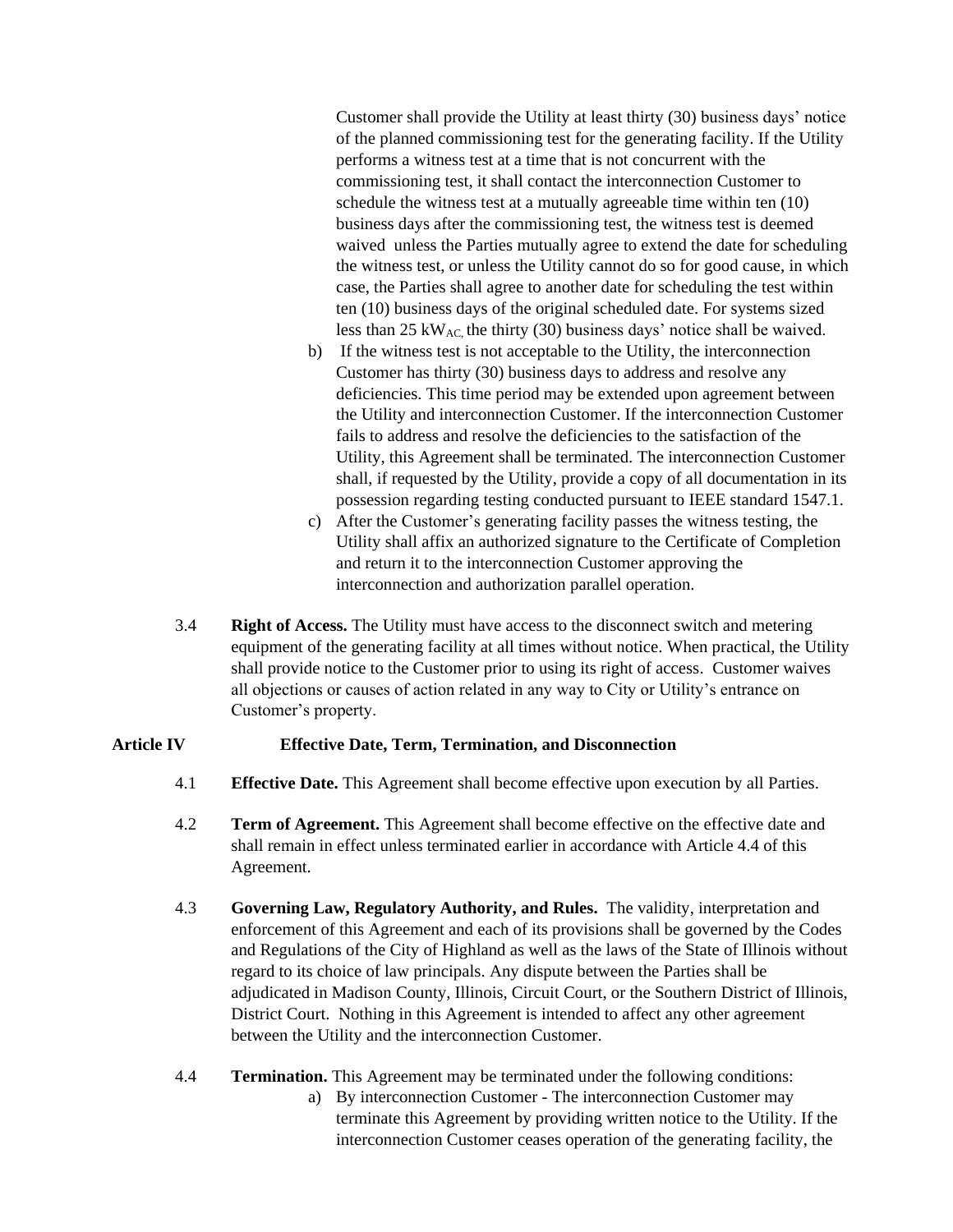Customer shall provide the Utility at least thirty (30) business days' notice of the planned commissioning test for the generating facility. If the Utility performs a witness test at a time that is not concurrent with the commissioning test, it shall contact the interconnection Customer to schedule the witness test at a mutually agreeable time within ten (10) business days after the commissioning test, the witness test is deemed waived unless the Parties mutually agree to extend the date for scheduling the witness test, or unless the Utility cannot do so for good cause, in which case, the Parties shall agree to another date for scheduling the test within ten (10) business days of the original scheduled date. For systems sized less than 25 $kW_{AC,}$ the thirty (30) business days' notice shall be waived.

b) If the witness test is not acceptable to the Utility, the interconnection Customer has thirty (30) business days to address and resolve any deficiencies. This time period may be extended upon agreement between the Utility and interconnection Customer. If the interconnection Customer fails to address and resolve the deficiencies to the satisfaction of the Utility, this Agreement shall be terminated. The interconnection Customer shall, if requested by the Utility, provide a copy of all documentation in its possession regarding testing conducted pursuant to IEEE standard 1547.1.

c) After the Customer's generating facility passes the witness testing, the Utility shall affix an authorized signature to the Certificate of Completion and return it to the interconnection Customer approving the interconnection and authorization parallel operation.

3.4 **Right of Access.** The Utility must have access to the disconnect switch and metering equipment of the generating facility at all times without notice. When practical, the Utility shall provide notice to the Customer prior to using its right of access. Customer waives all objections or causes of action related in any way to City or Utility's entrance on Customer's property.

## Article IV Effective Date, Term, Termination, and Disconnection

4.1 **Effective Date.** This Agreement shall become effective upon execution by all Parties.

4.2 **Term of Agreement.** This Agreement shall become effective on the effective date and shall remain in effect unless terminated earlier in accordance with Article 4.4 of this Agreement.

4.3 **Governing Law, Regulatory Authority, and Rules.** The validity, interpretation and enforcement of this Agreement and each of its provisions shall be governed by the Codes and Regulations of the City of Highland as well as the laws of the State of Illinois without regard to its choice of law principals. Any dispute between the Parties shall be adjudicated in Madison County, Illinois, Circuit Court, or the Southern District of Illinois, District Court. Nothing in this Agreement is intended to affect any other agreement between the Utility and the interconnection Customer.

4.4 **Termination.** This Agreement may be terminated under the following conditions:

a) By interconnection Customer - The interconnection Customer may terminate this Agreement by providing written notice to the Utility. If the interconnection Customer ceases operation of the generating facility, the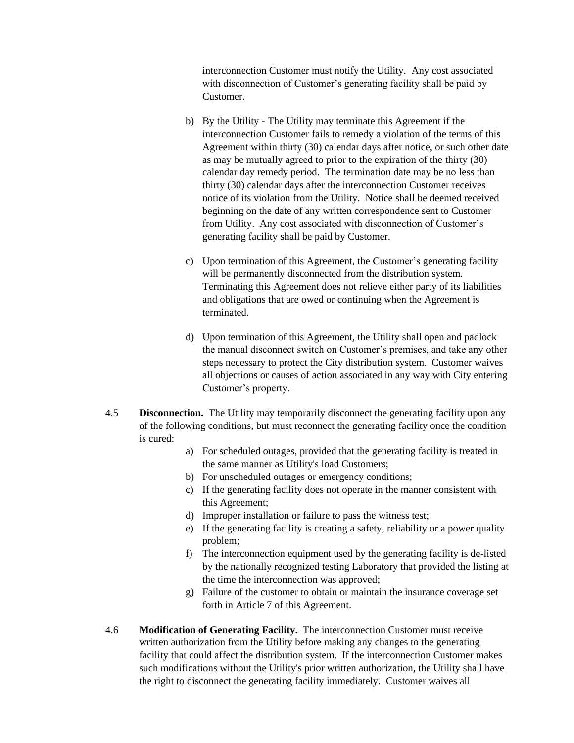interconnection Customer must notify the Utility. Any cost associated with disconnection of Customer's generating facility shall be paid by Customer.

b) By the Utility - The Utility may terminate this Agreement if the interconnection Customer fails to remedy a violation of the terms of this Agreement within thirty (30) calendar days after notice, or such other date as may be mutually agreed to prior to the expiration of the thirty (30) calendar day remedy period. The termination date may be no less than thirty (30) calendar days after the interconnection Customer receives notice of its violation from the Utility. Notice shall be deemed received beginning on the date of any written correspondence sent to Customer from Utility. Any cost associated with disconnection of Customer's generating facility shall be paid by Customer.

c) Upon termination of this Agreement, the Customer's generating facility will be permanently disconnected from the distribution system. Terminating this Agreement does not relieve either party of its liabilities and obligations that are owed or continuing when the Agreement is terminated.

d) Upon termination of this Agreement, the Utility shall open and padlock the manual disconnect switch on Customer's premises, and take any other steps necessary to protect the City distribution system. Customer waives all objections or causes of action associated in any way with City entering Customer's property.

4.5 **Disconnection.** The Utility may temporarily disconnect the generating facility upon any of the following conditions, but must reconnect the generating facility once the condition is cured:

a) For scheduled outages, provided that the generating facility is treated in the same manner as Utility's load Customers;
b) For unscheduled outages or emergency conditions;
c) If the generating facility does not operate in the manner consistent with this Agreement;
d) Improper installation or failure to pass the witness test;
e) If the generating facility is creating a safety, reliability or a power quality problem;
f) The interconnection equipment used by the generating facility is de-listed by the nationally recognized testing Laboratory that provided the listing at the time the interconnection was approved;
g) Failure of the customer to obtain or maintain the insurance coverage set forth in Article 7 of this Agreement.

4.6 **Modification of Generating Facility.** The interconnection Customer must receive written authorization from the Utility before making any changes to the generating facility that could affect the distribution system. If the interconnection Customer makes such modifications without the Utility's prior written authorization, the Utility shall have the right to disconnect the generating facility immediately. Customer waives all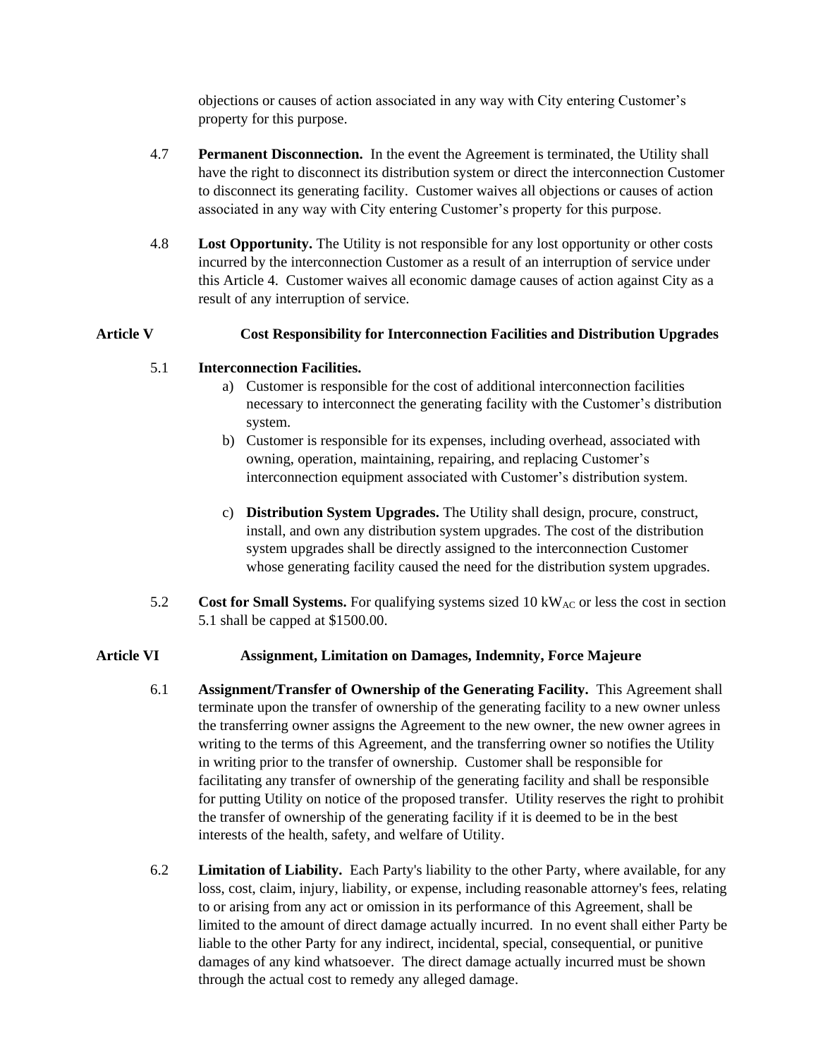objections or causes of action associated in any way with City entering Customer's property for this purpose.

4.7 **Permanent Disconnection.** In the event the Agreement is terminated, the Utility shall have the right to disconnect its distribution system or direct the interconnection Customer to disconnect its generating facility. Customer waives all objections or causes of action associated in any way with City entering Customer's property for this purpose.

4.8 **Lost Opportunity.** The Utility is not responsible for any lost opportunity or other costs incurred by the interconnection Customer as a result of an interruption of service under this Article 4. Customer waives all economic damage causes of action against City as a result of any interruption of service.

## Article V Cost Responsibility for Interconnection Facilities and Distribution Upgrades

5.1 **Interconnection Facilities.**

a) Customer is responsible for the cost of additional interconnection facilities necessary to interconnect the generating facility with the Customer's distribution system.

b) Customer is responsible for its expenses, including overhead, associated with owning, operation, maintaining, repairing, and replacing Customer's interconnection equipment associated with Customer's distribution system.

c) **Distribution System Upgrades.** The Utility shall design, procure, construct, install, and own any distribution system upgrades. The cost of the distribution system upgrades shall be directly assigned to the interconnection Customer whose generating facility caused the need for the distribution system upgrades.

5.2 **Cost for Small Systems.** For qualifying systems sized 10 $kW_{AC}$ or less the cost in section 5.1 shall be capped at $1500.00.

## Article VI Assignment, Limitation on Damages, Indemnity, Force Majeure

6.1 **Assignment/Transfer of Ownership of the Generating Facility.** This Agreement shall terminate upon the transfer of ownership of the generating facility to a new owner unless the transferring owner assigns the Agreement to the new owner, the new owner agrees in writing to the terms of this Agreement, and the transferring owner so notifies the Utility in writing prior to the transfer of ownership. Customer shall be responsible for facilitating any transfer of ownership of the generating facility and shall be responsible for putting Utility on notice of the proposed transfer. Utility reserves the right to prohibit the transfer of ownership of the generating facility if it is deemed to be in the best interests of the health, safety, and welfare of Utility.

6.2 **Limitation of Liability.** Each Party's liability to the other Party, where available, for any loss, cost, claim, injury, liability, or expense, including reasonable attorney's fees, relating to or arising from any act or omission in its performance of this Agreement, shall be limited to the amount of direct damage actually incurred. In no event shall either Party be liable to the other Party for any indirect, incidental, special, consequential, or punitive damages of any kind whatsoever. The direct damage actually incurred must be shown through the actual cost to remedy any alleged damage.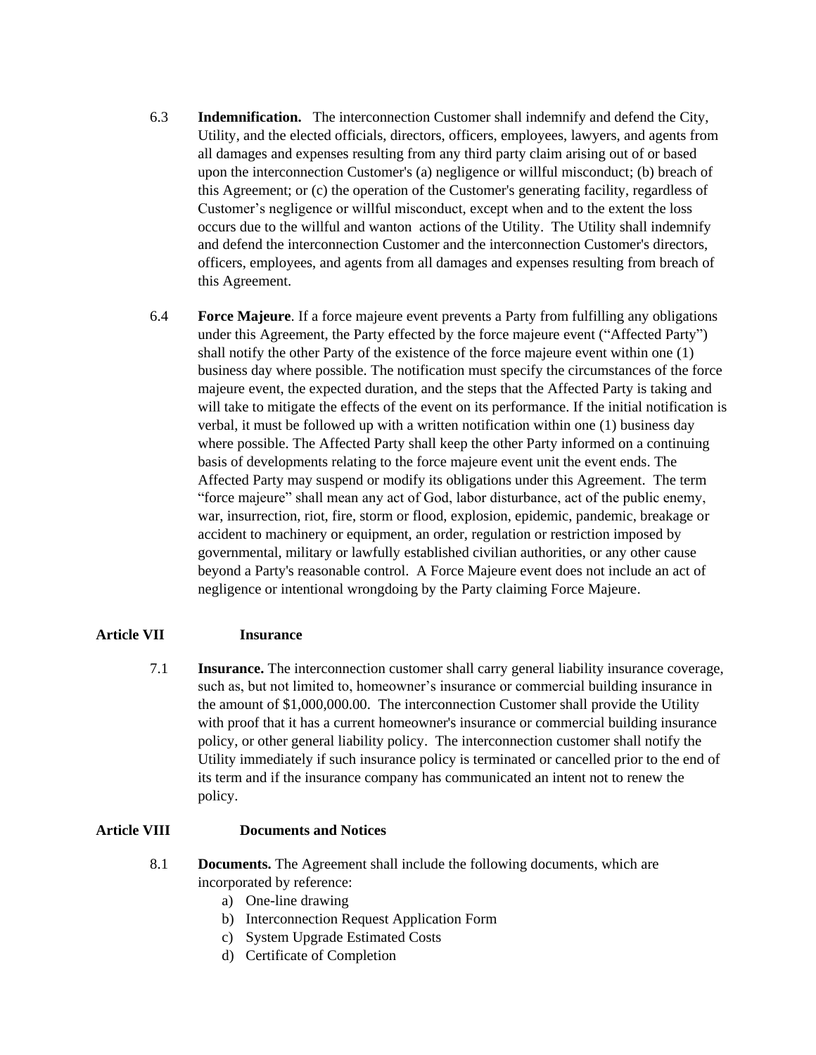6.3 **Indemnification.** The interconnection Customer shall indemnify and defend the City, Utility, and the elected officials, directors, officers, employees, lawyers, and agents from all damages and expenses resulting from any third party claim arising out of or based upon the interconnection Customer's (a) negligence or willful misconduct; (b) breach of this Agreement; or (c) the operation of the Customer's generating facility, regardless of Customer's negligence or willful misconduct, except when and to the extent the loss occurs due to the willful and wanton actions of the Utility. The Utility shall indemnify and defend the interconnection Customer and the interconnection Customer's directors, officers, employees, and agents from all damages and expenses resulting from breach of this Agreement.

6.4 **Force Majeure**. If a force majeure event prevents a Party from fulfilling any obligations under this Agreement, the Party effected by the force majeure event ("Affected Party") shall notify the other Party of the existence of the force majeure event within one (1) business day where possible. The notification must specify the circumstances of the force majeure event, the expected duration, and the steps that the Affected Party is taking and will take to mitigate the effects of the event on its performance. If the initial notification is verbal, it must be followed up with a written notification within one (1) business day where possible. The Affected Party shall keep the other Party informed on a continuing basis of developments relating to the force majeure event unit the event ends. The Affected Party may suspend or modify its obligations under this Agreement. The term "force majeure" shall mean any act of God, labor disturbance, act of the public enemy, war, insurrection, riot, fire, storm or flood, explosion, epidemic, pandemic, breakage or accident to machinery or equipment, an order, regulation or restriction imposed by governmental, military or lawfully established civilian authorities, or any other cause beyond a Party's reasonable control. A Force Majeure event does not include an act of negligence or intentional wrongdoing by the Party claiming Force Majeure.

## Article VII Insurance

7.1 **Insurance.** The interconnection customer shall carry general liability insurance coverage, such as, but not limited to, homeowner's insurance or commercial building insurance in the amount of $1,000,000.00. The interconnection Customer shall provide the Utility with proof that it has a current homeowner's insurance or commercial building insurance policy, or other general liability policy. The interconnection customer shall notify the Utility immediately if such insurance policy is terminated or cancelled prior to the end of its term and if the insurance company has communicated an intent not to renew the policy.

## Article VIII Documents and Notices

8.1 **Documents.** The Agreement shall include the following documents, which are incorporated by reference:

a) One-line drawing
b) Interconnection Request Application Form
c) System Upgrade Estimated Costs
d) Certificate of Completion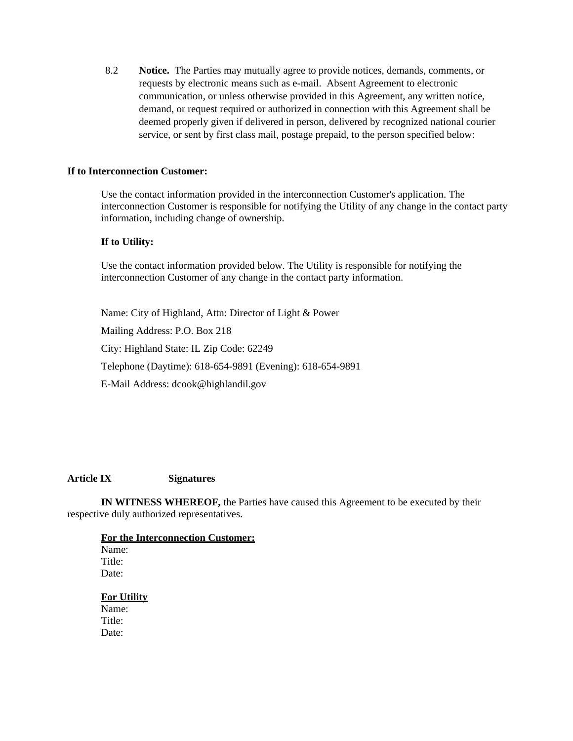8.2 **Notice.** The Parties may mutually agree to provide notices, demands, comments, or requests by electronic means such as e-mail. Absent Agreement to electronic communication, or unless otherwise provided in this Agreement, any written notice, demand, or request required or authorized in connection with this Agreement shall be deemed properly given if delivered in person, delivered by recognized national courier service, or sent by first class mail, postage prepaid, to the person specified below:

**If to Interconnection Customer:**

Use the contact information provided in the interconnection Customer's application. The interconnection Customer is responsible for notifying the Utility of any change in the contact party information, including change of ownership.

**If to Utility:**

Use the contact information provided below. The Utility is responsible for notifying the interconnection Customer of any change in the contact party information.

Name: City of Highland, Attn: Director of Light & Power

Mailing Address: P.O. Box 218

City: Highland State: IL Zip Code: 62249

Telephone (Daytime): 618-654-9891 (Evening): 618-654-9891

E-Mail Address: dcook@highlandil.gov

## Article IX Signatures

**IN WITNESS WHEREOF,** the Parties have caused this Agreement to be executed by their respective duly authorized representatives.

**For the Interconnection Customer:**
Name:
Title:
Date:

**For Utility**
Name:
Title:
Date: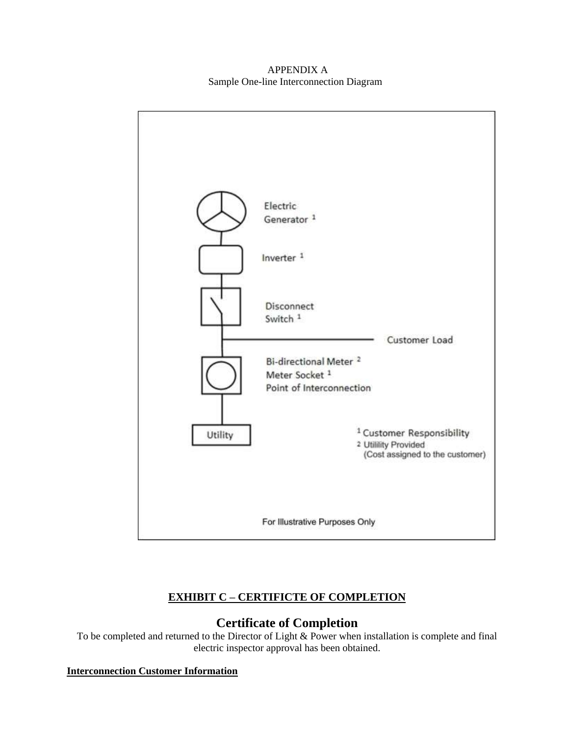APPENDIX A
Sample One-line Interconnection Diagram

Electric Generator [1]

Inverter [1]

Disconnect Switch [1]

Customer Load

Bi-directional Meter [2]
Meter Socket [1]
Point of Interconnection

Utility

[1] Customer Responsibility
[2] Utility Provided (Cost assigned to the customer)

For Illustrative Purposes Only

**EXHIBIT C – CERTIFICTE OF COMPLETION**

## Certificate of Completion

To be completed and returned to the Director of Light & Power when installation is complete and final electric inspector approval has been obtained.

**Interconnection Customer Information**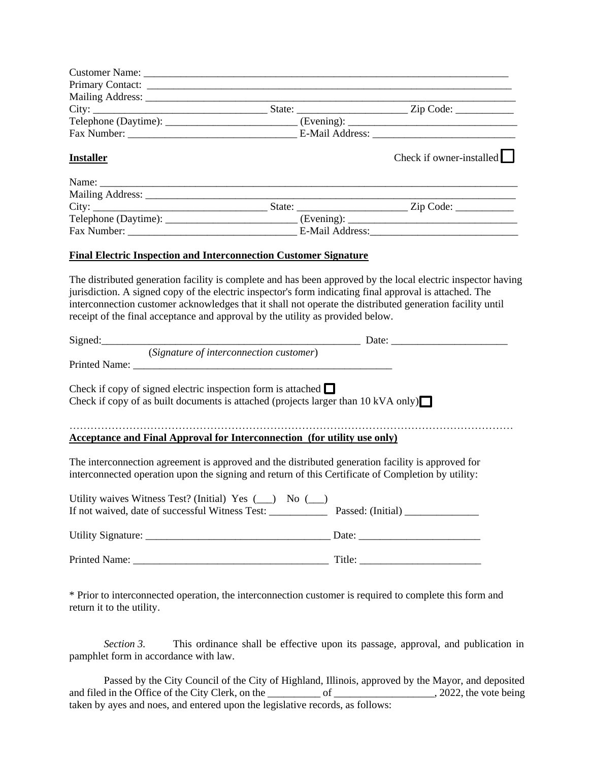Customer Name: ___________________________________________________________________________
Primary Contact: ___________________________________________________________________________
Mailing Address: ___________________________________________________________________________
City: _________________________________ State: _____________________ Zip Code: ___________
Telephone (Daytime): _________________________ (Evening): _________________________________
Fax Number: ________________________________ E-Mail Address: ___________________________

**Installer** Check if owner-installed ☐

Name: _____________________________________________________________________________________
Mailing Address: ___________________________________________________________________________
City: _________________________________ State: _____________________ Zip Code: ___________
Telephone (Daytime): _________________________ (Evening): _________________________________
Fax Number: ________________________________ E-Mail Address:____________________________

**Final Electric Inspection and Interconnection Customer Signature**

The distributed generation facility is complete and has been approved by the local electric inspector having jurisdiction. A signed copy of the electric inspector's form indicating final approval is attached. The interconnection customer acknowledges that it shall not operate the distributed generation facility until receipt of the final acceptance and approval by the utility as provided below.

Signed:__________________________________________________ Date: ______________________
(*Signature of interconnection customer*)
Printed Name: __________________________________________________

Check if copy of signed electric inspection form is attached ☐
Check if copy of as built documents is attached (projects larger than 10 kVA only) ☐

……………………………………………………………………………………………………………

**Acceptance and Final Approval for Interconnection (for utility use only)**

The interconnection agreement is approved and the distributed generation facility is approved for interconnected operation upon the signing and return of this Certificate of Completion by utility:

Utility waives Witness Test? (Initial) Yes (___) No (___)
If not waived, date of successful Witness Test: ___________ Passed: (Initial) ______________

Utility Signature: ___________________________________ Date: _______________________

Printed Name: ______________________________________ Title: _______________________

* Prior to interconnected operation, the interconnection customer is required to complete this form and return it to the utility.

*Section 3.* This ordinance shall be effective upon its passage, approval, and publication in pamphlet form in accordance with law.

Passed by the City Council of the City of Highland, Illinois, approved by the Mayor, and deposited and filed in the Office of the City Clerk, on the __________ of ___________________, 2022, the vote being taken by ayes and noes, and entered upon the legislative records, as follows: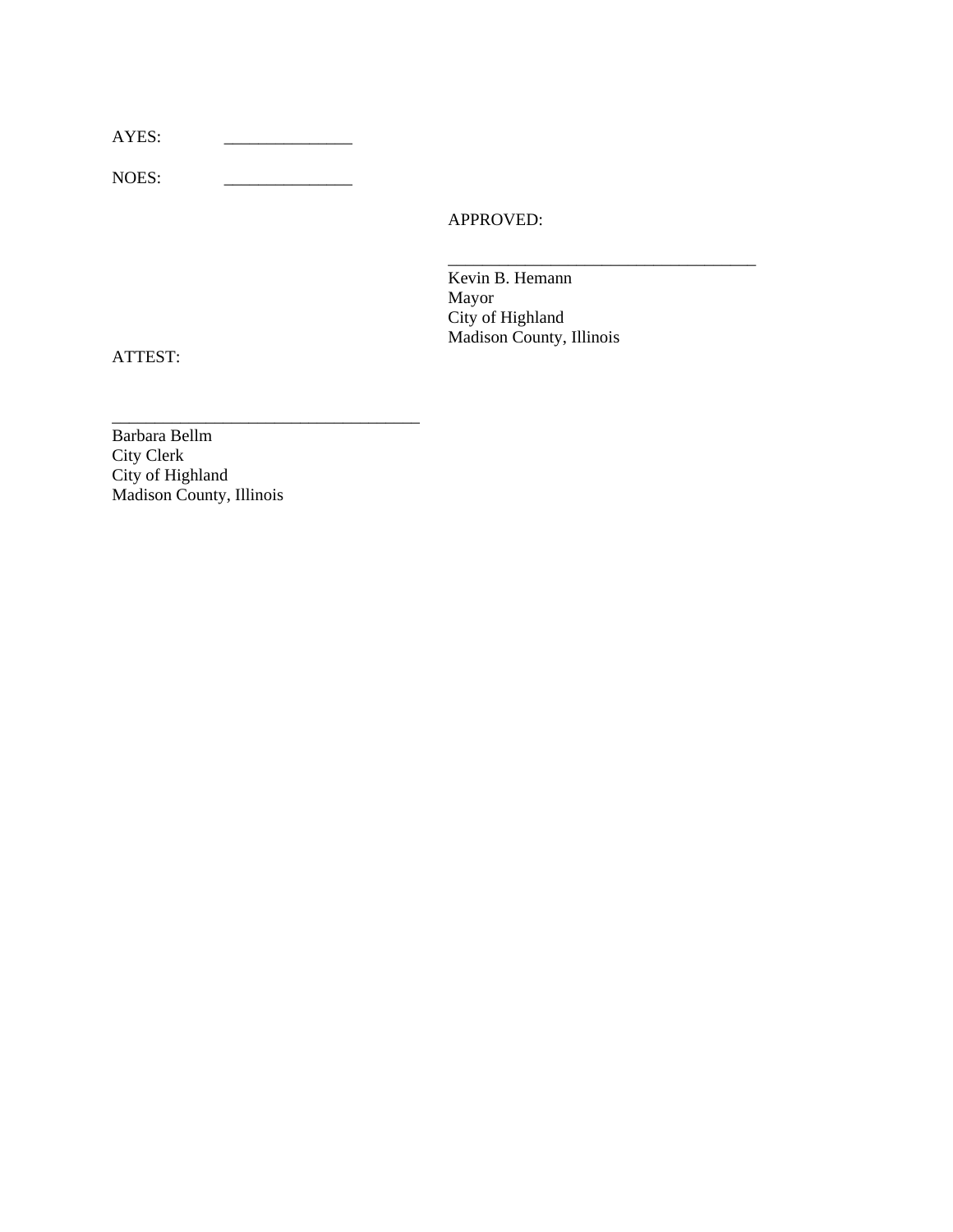AYES: _______________

NOES: _______________

APPROVED:

____________________________________
Kevin B. Hemann
Mayor
City of Highland
Madison County, Illinois

ATTEST:

____________________________________
Barbara Bellm
City Clerk
City of Highland
Madison County, Illinois